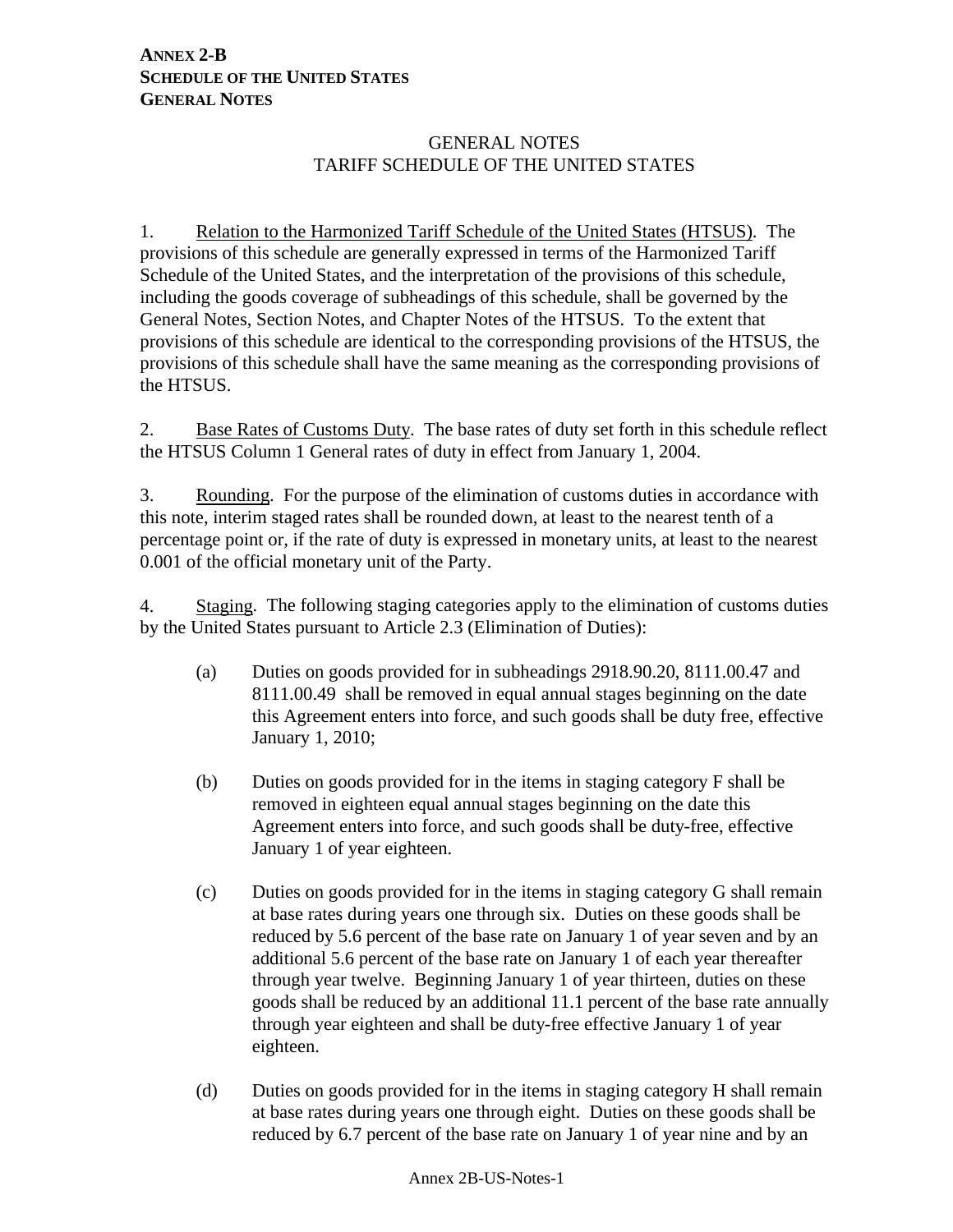**ANNEX 2-B**
**SCHEDULE OF THE UNITED STATES**
**GENERAL NOTES**

GENERAL NOTES
TARIFF SCHEDULE OF THE UNITED STATES

1. Relation to the Harmonized Tariff Schedule of the United States (HTSUS). The provisions of this schedule are generally expressed in terms of the Harmonized Tariff Schedule of the United States, and the interpretation of the provisions of this schedule, including the goods coverage of subheadings of this schedule, shall be governed by the General Notes, Section Notes, and Chapter Notes of the HTSUS. To the extent that provisions of this schedule are identical to the corresponding provisions of the HTSUS, the provisions of this schedule shall have the same meaning as the corresponding provisions of the HTSUS.

2. Base Rates of Customs Duty. The base rates of duty set forth in this schedule reflect the HTSUS Column 1 General rates of duty in effect from January 1, 2004.

3. Rounding. For the purpose of the elimination of customs duties in accordance with this note, interim staged rates shall be rounded down, at least to the nearest tenth of a percentage point or, if the rate of duty is expressed in monetary units, at least to the nearest 0.001 of the official monetary unit of the Party.

4. Staging. The following staging categories apply to the elimination of customs duties by the United States pursuant to Article 2.3 (Elimination of Duties):

(a) Duties on goods provided for in subheadings 2918.90.20, 8111.00.47 and 8111.00.49 shall be removed in equal annual stages beginning on the date this Agreement enters into force, and such goods shall be duty free, effective January 1, 2010;

(b) Duties on goods provided for in the items in staging category F shall be removed in eighteen equal annual stages beginning on the date this Agreement enters into force, and such goods shall be duty-free, effective January 1 of year eighteen.

(c) Duties on goods provided for in the items in staging category G shall remain at base rates during years one through six. Duties on these goods shall be reduced by 5.6 percent of the base rate on January 1 of year seven and by an additional 5.6 percent of the base rate on January 1 of each year thereafter through year twelve. Beginning January 1 of year thirteen, duties on these goods shall be reduced by an additional 11.1 percent of the base rate annually through year eighteen and shall be duty-free effective January 1 of year eighteen.

(d) Duties on goods provided for in the items in staging category H shall remain at base rates during years one through eight. Duties on these goods shall be reduced by 6.7 percent of the base rate on January 1 of year nine and by an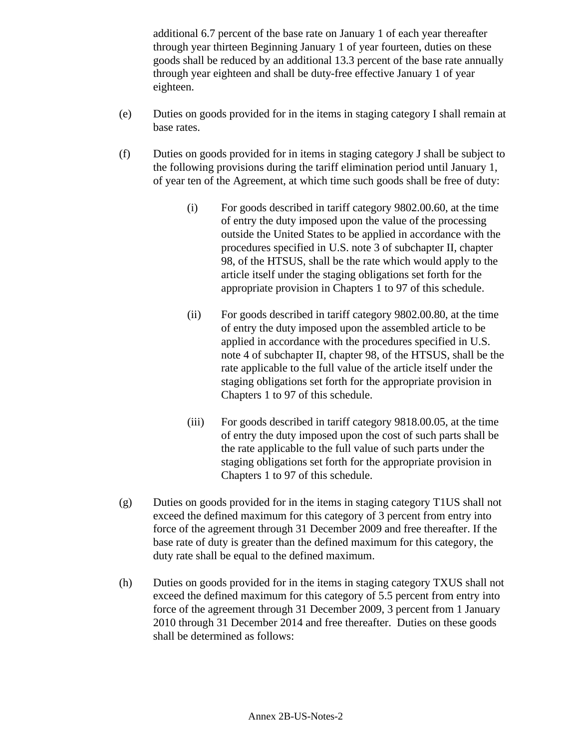additional 6.7 percent of the base rate on January 1 of each year thereafter through year thirteen Beginning January 1 of year fourteen, duties on these goods shall be reduced by an additional 13.3 percent of the base rate annually through year eighteen and shall be duty-free effective January 1 of year eighteen.

(e) Duties on goods provided for in the items in staging category I shall remain at base rates.

(f) Duties on goods provided for in items in staging category J shall be subject to the following provisions during the tariff elimination period until January 1, of year ten of the Agreement, at which time such goods shall be free of duty:

(i) For goods described in tariff category 9802.00.60, at the time of entry the duty imposed upon the value of the processing outside the United States to be applied in accordance with the procedures specified in U.S. note 3 of subchapter II, chapter 98, of the HTSUS, shall be the rate which would apply to the article itself under the staging obligations set forth for the appropriate provision in Chapters 1 to 97 of this schedule.

(ii) For goods described in tariff category 9802.00.80, at the time of entry the duty imposed upon the assembled article to be applied in accordance with the procedures specified in U.S. note 4 of subchapter II, chapter 98, of the HTSUS, shall be the rate applicable to the full value of the article itself under the staging obligations set forth for the appropriate provision in Chapters 1 to 97 of this schedule.

(iii) For goods described in tariff category 9818.00.05, at the time of entry the duty imposed upon the cost of such parts shall be the rate applicable to the full value of such parts under the staging obligations set forth for the appropriate provision in Chapters 1 to 97 of this schedule.

(g) Duties on goods provided for in the items in staging category T1US shall not exceed the defined maximum for this category of 3 percent from entry into force of the agreement through 31 December 2009 and free thereafter. If the base rate of duty is greater than the defined maximum for this category, the duty rate shall be equal to the defined maximum.

(h) Duties on goods provided for in the items in staging category TXUS shall not exceed the defined maximum for this category of 5.5 percent from entry into force of the agreement through 31 December 2009, 3 percent from 1 January 2010 through 31 December 2014 and free thereafter. Duties on these goods shall be determined as follows: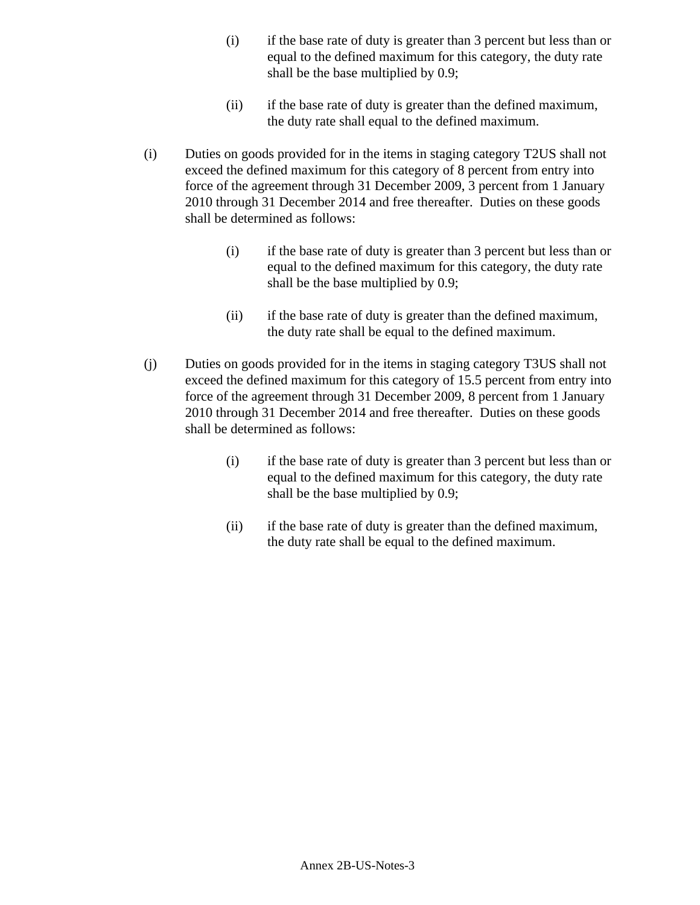(i) if the base rate of duty is greater than 3 percent but less than or equal to the defined maximum for this category, the duty rate shall be the base multiplied by 0.9;

(ii) if the base rate of duty is greater than the defined maximum, the duty rate shall equal to the defined maximum.

(i) Duties on goods provided for in the items in staging category T2US shall not exceed the defined maximum for this category of 8 percent from entry into force of the agreement through 31 December 2009, 3 percent from 1 January 2010 through 31 December 2014 and free thereafter. Duties on these goods shall be determined as follows:

(i) if the base rate of duty is greater than 3 percent but less than or equal to the defined maximum for this category, the duty rate shall be the base multiplied by 0.9;

(ii) if the base rate of duty is greater than the defined maximum, the duty rate shall be equal to the defined maximum.

(j) Duties on goods provided for in the items in staging category T3US shall not exceed the defined maximum for this category of 15.5 percent from entry into force of the agreement through 31 December 2009, 8 percent from 1 January 2010 through 31 December 2014 and free thereafter. Duties on these goods shall be determined as follows:

(i) if the base rate of duty is greater than 3 percent but less than or equal to the defined maximum for this category, the duty rate shall be the base multiplied by 0.9;

(ii) if the base rate of duty is greater than the defined maximum, the duty rate shall be equal to the defined maximum.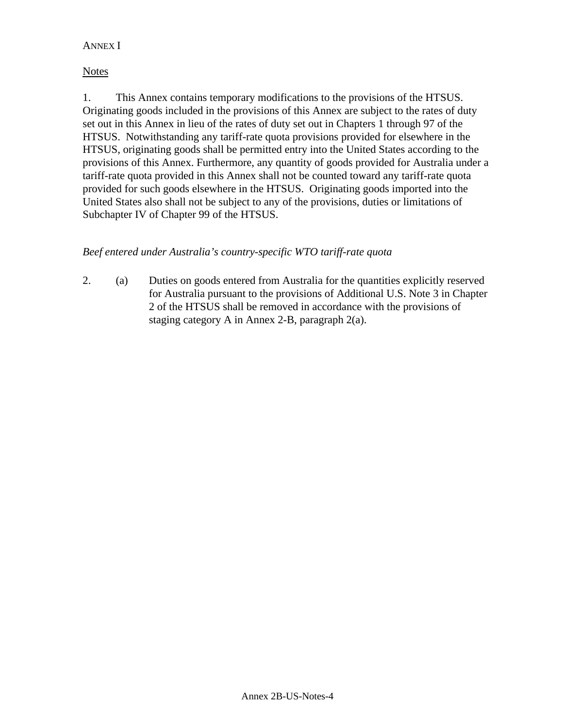ANNEX I

Notes

1. This Annex contains temporary modifications to the provisions of the HTSUS. Originating goods included in the provisions of this Annex are subject to the rates of duty set out in this Annex in lieu of the rates of duty set out in Chapters 1 through 97 of the HTSUS. Notwithstanding any tariff-rate quota provisions provided for elsewhere in the HTSUS, originating goods shall be permitted entry into the United States according to the provisions of this Annex. Furthermore, any quantity of goods provided for Australia under a tariff-rate quota provided in this Annex shall not be counted toward any tariff-rate quota provided for such goods elsewhere in the HTSUS. Originating goods imported into the United States also shall not be subject to any of the provisions, duties or limitations of Subchapter IV of Chapter 99 of the HTSUS.

*Beef entered under Australia's country-specific WTO tariff-rate quota*

2. (a) Duties on goods entered from Australia for the quantities explicitly reserved for Australia pursuant to the provisions of Additional U.S. Note 3 in Chapter 2 of the HTSUS shall be removed in accordance with the provisions of staging category A in Annex 2-B, paragraph 2(a).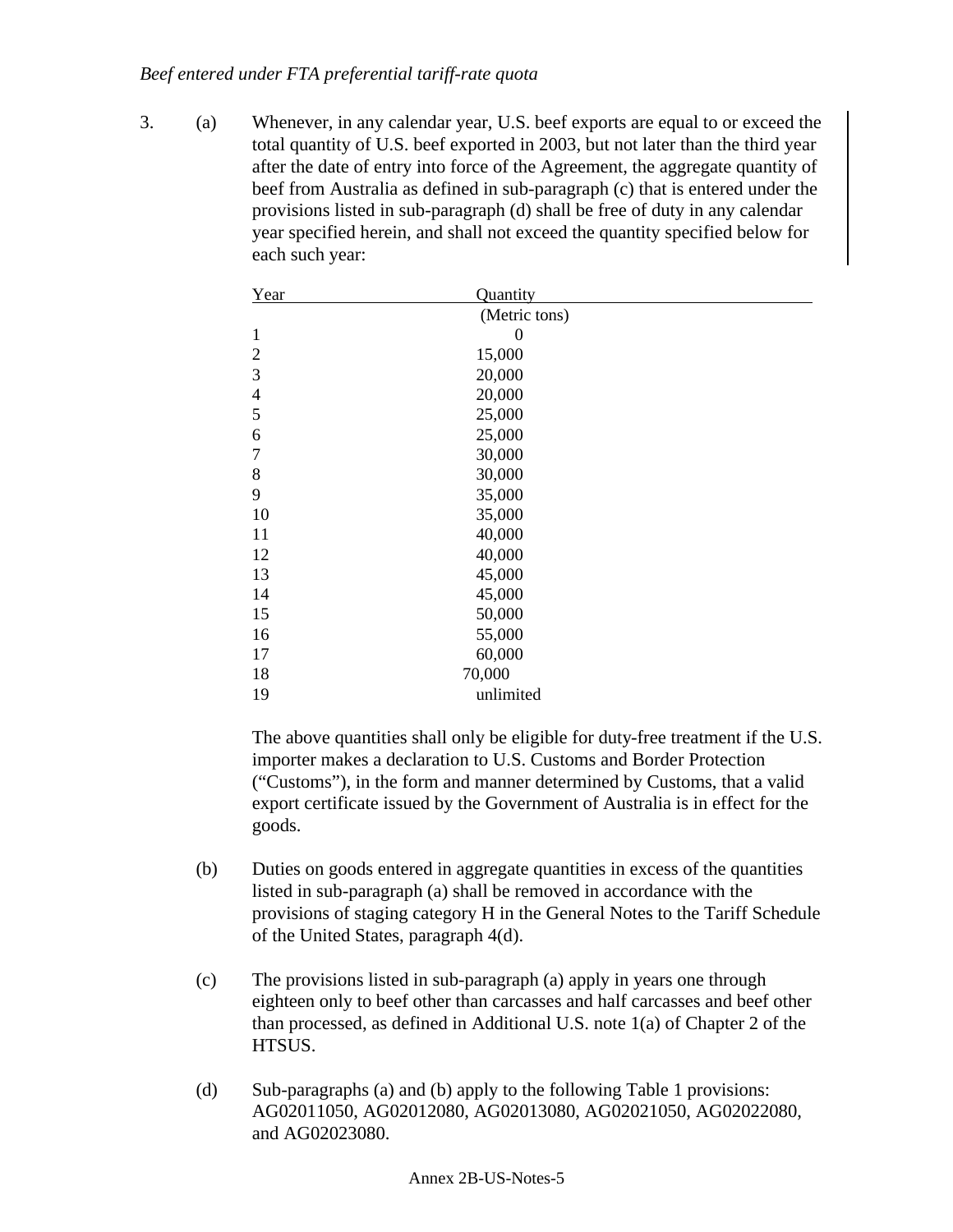*Beef entered under FTA preferential tariff-rate quota*

3. (a) Whenever, in any calendar year, U.S. beef exports are equal to or exceed the total quantity of U.S. beef exported in 2003, but not later than the third year after the date of entry into force of the Agreement, the aggregate quantity of beef from Australia as defined in sub-paragraph (c) that is entered under the provisions listed in sub-paragraph (d) shall be free of duty in any calendar year specified herein, and shall not exceed the quantity specified below for each such year:

| Year | Quantity (Metric tons) |
|---|---|
| 1 | 0 |
| 2 | 15,000 |
| 3 | 20,000 |
| 4 | 20,000 |
| 5 | 25,000 |
| 6 | 25,000 |
| 7 | 30,000 |
| 8 | 30,000 |
| 9 | 35,000 |
| 10 | 35,000 |
| 11 | 40,000 |
| 12 | 40,000 |
| 13 | 45,000 |
| 14 | 45,000 |
| 15 | 50,000 |
| 16 | 55,000 |
| 17 | 60,000 |
| 18 | 70,000 |
| 19 | unlimited |

The above quantities shall only be eligible for duty-free treatment if the U.S. importer makes a declaration to U.S. Customs and Border Protection ("Customs"), in the form and manner determined by Customs, that a valid export certificate issued by the Government of Australia is in effect for the goods.

(b) Duties on goods entered in aggregate quantities in excess of the quantities listed in sub-paragraph (a) shall be removed in accordance with the provisions of staging category H in the General Notes to the Tariff Schedule of the United States, paragraph 4(d).

(c) The provisions listed in sub-paragraph (a) apply in years one through eighteen only to beef other than carcasses and half carcasses and beef other than processed, as defined in Additional U.S. note 1(a) of Chapter 2 of the HTSUS.

(d) Sub-paragraphs (a) and (b) apply to the following Table 1 provisions: AG02011050, AG02012080, AG02013080, AG02021050, AG02022080, and AG02023080.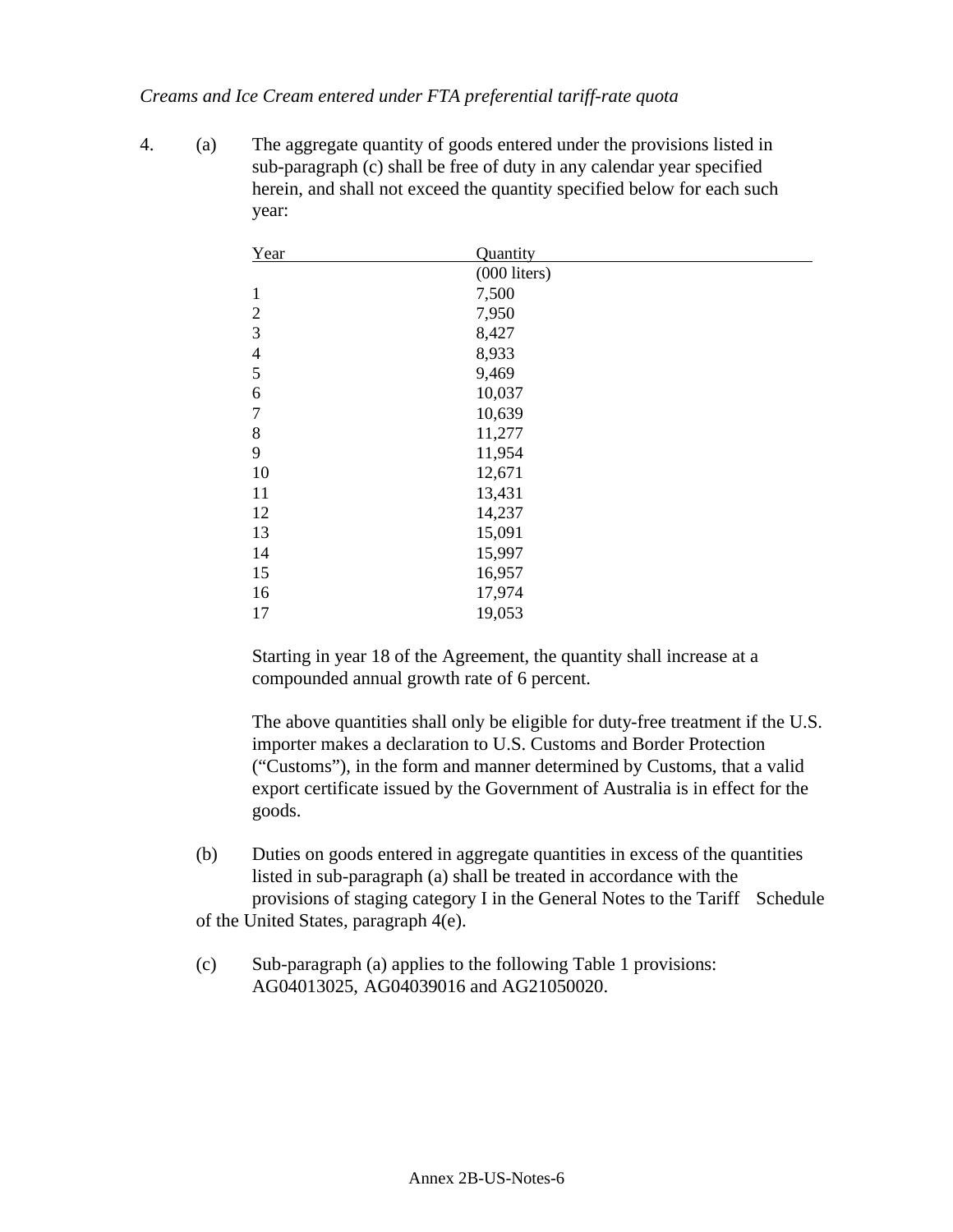*Creams and Ice Cream entered under FTA preferential tariff-rate quota*

4. (a) The aggregate quantity of goods entered under the provisions listed in sub-paragraph (c) shall be free of duty in any calendar year specified herein, and shall not exceed the quantity specified below for each such year:

| Year | Quantity |
|---|---|
| | (000 liters) |
| 1 | 7,500 |
| 2 | 7,950 |
| 3 | 8,427 |
| 4 | 8,933 |
| 5 | 9,469 |
| 6 | 10,037 |
| 7 | 10,639 |
| 8 | 11,277 |
| 9 | 11,954 |
| 10 | 12,671 |
| 11 | 13,431 |
| 12 | 14,237 |
| 13 | 15,091 |
| 14 | 15,997 |
| 15 | 16,957 |
| 16 | 17,974 |
| 17 | 19,053 |

Starting in year 18 of the Agreement, the quantity shall increase at a compounded annual growth rate of 6 percent.

The above quantities shall only be eligible for duty-free treatment if the U.S. importer makes a declaration to U.S. Customs and Border Protection ("Customs"), in the form and manner determined by Customs, that a valid export certificate issued by the Government of Australia is in effect for the goods.

(b) Duties on goods entered in aggregate quantities in excess of the quantities listed in sub-paragraph (a) shall be treated in accordance with the provisions of staging category I in the General Notes to the Tariff Schedule of the United States, paragraph 4(e).

(c) Sub-paragraph (a) applies to the following Table 1 provisions: AG04013025, AG04039016 and AG21050020.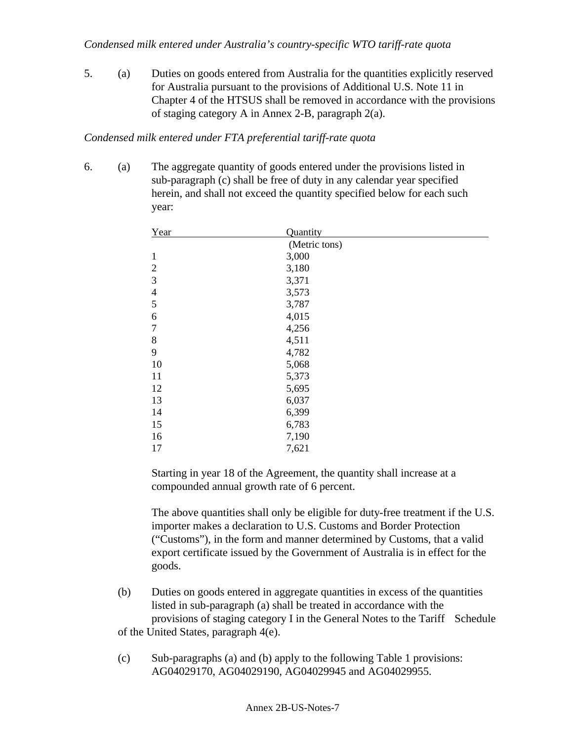*Condensed milk entered under Australia's country-specific WTO tariff-rate quota*

5. (a) Duties on goods entered from Australia for the quantities explicitly reserved for Australia pursuant to the provisions of Additional U.S. Note 11 in Chapter 4 of the HTSUS shall be removed in accordance with the provisions of staging category A in Annex 2-B, paragraph 2(a).

*Condensed milk entered under FTA preferential tariff-rate quota*

6. (a) The aggregate quantity of goods entered under the provisions listed in sub-paragraph (c) shall be free of duty in any calendar year specified herein, and shall not exceed the quantity specified below for each such year:

| Year | Quantity (Metric tons) |
|---|---|
| 1 | 3,000 |
| 2 | 3,180 |
| 3 | 3,371 |
| 4 | 3,573 |
| 5 | 3,787 |
| 6 | 4,015 |
| 7 | 4,256 |
| 8 | 4,511 |
| 9 | 4,782 |
| 10 | 5,068 |
| 11 | 5,373 |
| 12 | 5,695 |
| 13 | 6,037 |
| 14 | 6,399 |
| 15 | 6,783 |
| 16 | 7,190 |
| 17 | 7,621 |

Starting in year 18 of the Agreement, the quantity shall increase at a compounded annual growth rate of 6 percent.

The above quantities shall only be eligible for duty-free treatment if the U.S. importer makes a declaration to U.S. Customs and Border Protection ("Customs"), in the form and manner determined by Customs, that a valid export certificate issued by the Government of Australia is in effect for the goods.

(b) Duties on goods entered in aggregate quantities in excess of the quantities listed in sub-paragraph (a) shall be treated in accordance with the provisions of staging category I in the General Notes to the Tariff Schedule of the United States, paragraph 4(e).

(c) Sub-paragraphs (a) and (b) apply to the following Table 1 provisions: AG04029170, AG04029190, AG04029945 and AG04029955.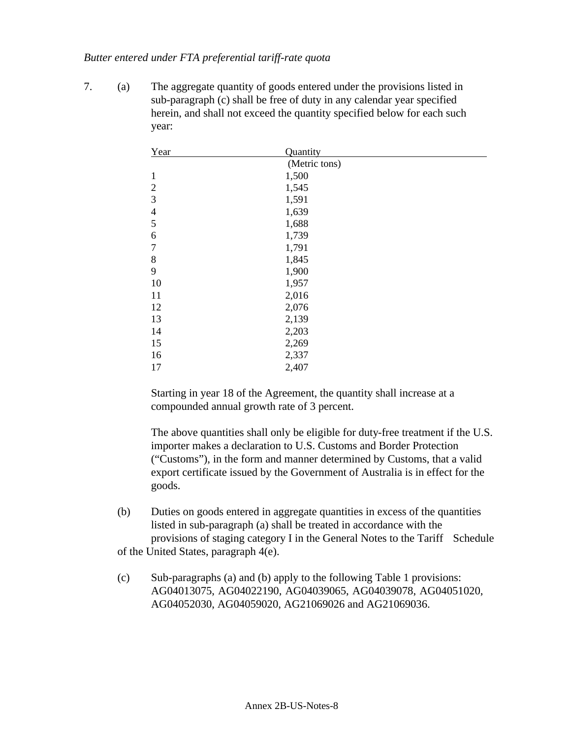*Butter entered under FTA preferential tariff-rate quota*

7. (a) The aggregate quantity of goods entered under the provisions listed in sub-paragraph (c) shall be free of duty in any calendar year specified herein, and shall not exceed the quantity specified below for each such year:

| Year | Quantity (Metric tons) |
|---|---|
| 1 | 1,500 |
| 2 | 1,545 |
| 3 | 1,591 |
| 4 | 1,639 |
| 5 | 1,688 |
| 6 | 1,739 |
| 7 | 1,791 |
| 8 | 1,845 |
| 9 | 1,900 |
| 10 | 1,957 |
| 11 | 2,016 |
| 12 | 2,076 |
| 13 | 2,139 |
| 14 | 2,203 |
| 15 | 2,269 |
| 16 | 2,337 |
| 17 | 2,407 |

Starting in year 18 of the Agreement, the quantity shall increase at a compounded annual growth rate of 3 percent.

The above quantities shall only be eligible for duty-free treatment if the U.S. importer makes a declaration to U.S. Customs and Border Protection ("Customs"), in the form and manner determined by Customs, that a valid export certificate issued by the Government of Australia is in effect for the goods.

(b) Duties on goods entered in aggregate quantities in excess of the quantities listed in sub-paragraph (a) shall be treated in accordance with the provisions of staging category I in the General Notes to the Tariff Schedule of the United States, paragraph 4(e).

(c) Sub-paragraphs (a) and (b) apply to the following Table 1 provisions: AG04013075, AG04022190, AG04039065, AG04039078, AG04051020, AG04052030, AG04059020, AG21069026 and AG21069036.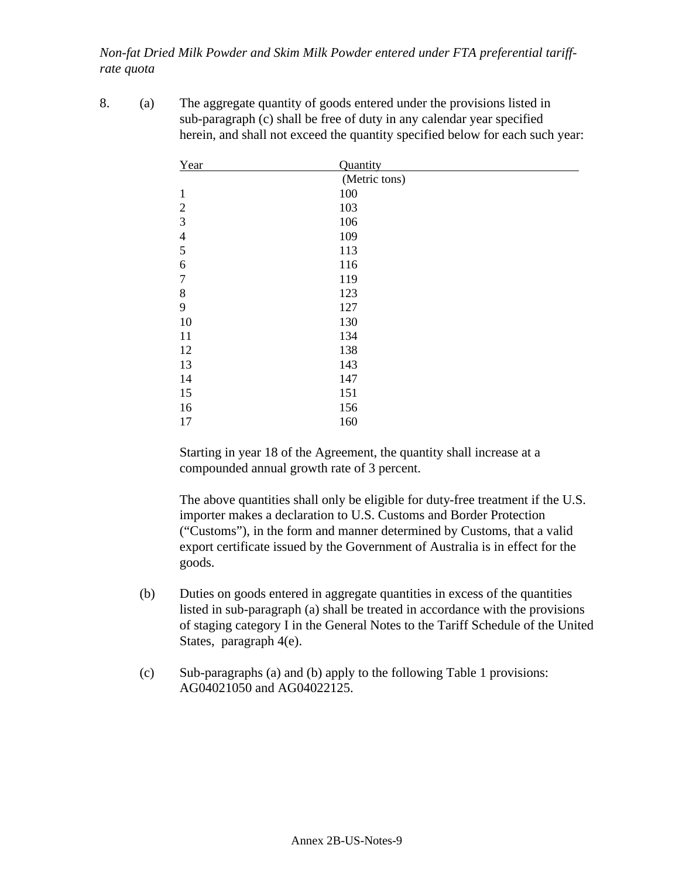*Non-fat Dried Milk Powder and Skim Milk Powder entered under FTA preferential tariff-rate quota*

8. (a) The aggregate quantity of goods entered under the provisions listed in sub-paragraph (c) shall be free of duty in any calendar year specified herein, and shall not exceed the quantity specified below for each such year:

| Year | Quantity (Metric tons) |
|---|---|
| 1 | 100 |
| 2 | 103 |
| 3 | 106 |
| 4 | 109 |
| 5 | 113 |
| 6 | 116 |
| 7 | 119 |
| 8 | 123 |
| 9 | 127 |
| 10 | 130 |
| 11 | 134 |
| 12 | 138 |
| 13 | 143 |
| 14 | 147 |
| 15 | 151 |
| 16 | 156 |
| 17 | 160 |

Starting in year 18 of the Agreement, the quantity shall increase at a compounded annual growth rate of 3 percent.

The above quantities shall only be eligible for duty-free treatment if the U.S. importer makes a declaration to U.S. Customs and Border Protection ("Customs"), in the form and manner determined by Customs, that a valid export certificate issued by the Government of Australia is in effect for the goods.

(b) Duties on goods entered in aggregate quantities in excess of the quantities listed in sub-paragraph (a) shall be treated in accordance with the provisions of staging category I in the General Notes to the Tariff Schedule of the United States, paragraph 4(e).

(c) Sub-paragraphs (a) and (b) apply to the following Table 1 provisions: AG04021050 and AG04022125.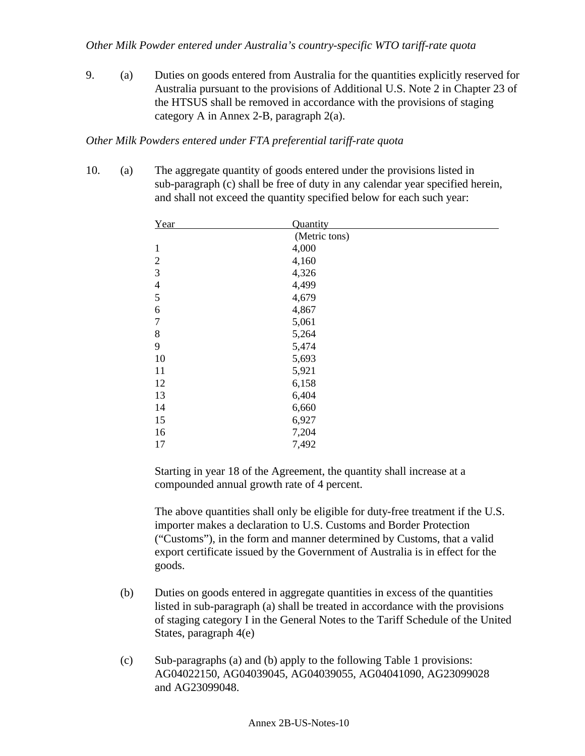*Other Milk Powder entered under Australia's country-specific WTO tariff-rate quota*

9. (a) Duties on goods entered from Australia for the quantities explicitly reserved for Australia pursuant to the provisions of Additional U.S. Note 2 in Chapter 23 of the HTSUS shall be removed in accordance with the provisions of staging category A in Annex 2-B, paragraph 2(a).

*Other Milk Powders entered under FTA preferential tariff-rate quota*

10. (a) The aggregate quantity of goods entered under the provisions listed in sub-paragraph (c) shall be free of duty in any calendar year specified herein, and shall not exceed the quantity specified below for each such year:

| Year | Quantity (Metric tons) |
|---|---|
| 1 | 4,000 |
| 2 | 4,160 |
| 3 | 4,326 |
| 4 | 4,499 |
| 5 | 4,679 |
| 6 | 4,867 |
| 7 | 5,061 |
| 8 | 5,264 |
| 9 | 5,474 |
| 10 | 5,693 |
| 11 | 5,921 |
| 12 | 6,158 |
| 13 | 6,404 |
| 14 | 6,660 |
| 15 | 6,927 |
| 16 | 7,204 |
| 17 | 7,492 |

Starting in year 18 of the Agreement, the quantity shall increase at a compounded annual growth rate of 4 percent.

The above quantities shall only be eligible for duty-free treatment if the U.S. importer makes a declaration to U.S. Customs and Border Protection ("Customs"), in the form and manner determined by Customs, that a valid export certificate issued by the Government of Australia is in effect for the goods.

(b) Duties on goods entered in aggregate quantities in excess of the quantities listed in sub-paragraph (a) shall be treated in accordance with the provisions of staging category I in the General Notes to the Tariff Schedule of the United States, paragraph 4(e)

(c) Sub-paragraphs (a) and (b) apply to the following Table 1 provisions: AG04022150, AG04039045, AG04039055, AG04041090, AG23099028 and AG23099048.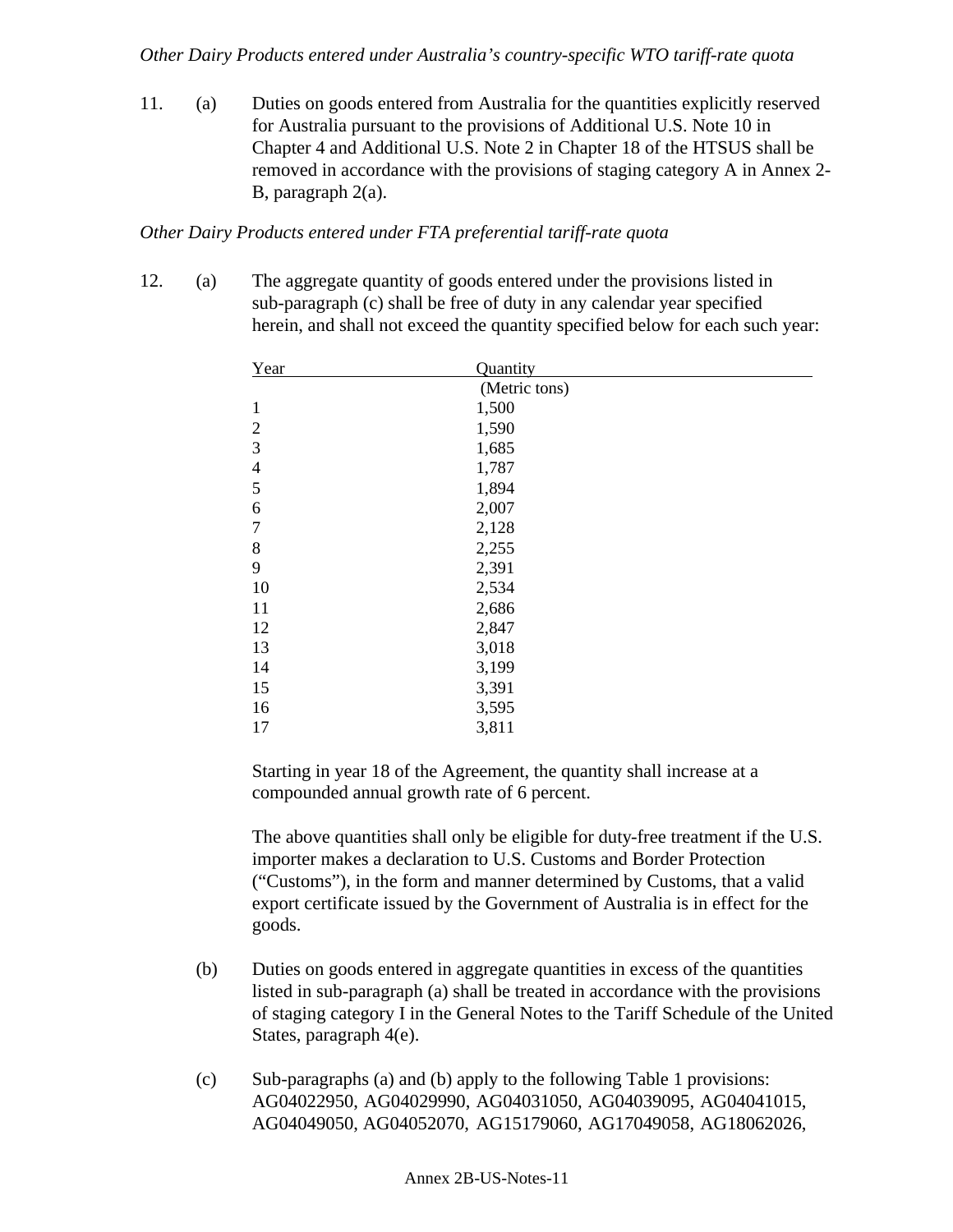*Other Dairy Products entered under Australia's country-specific WTO tariff-rate quota*

11. (a) Duties on goods entered from Australia for the quantities explicitly reserved for Australia pursuant to the provisions of Additional U.S. Note 10 in Chapter 4 and Additional U.S. Note 2 in Chapter 18 of the HTSUS shall be removed in accordance with the provisions of staging category A in Annex 2-B, paragraph 2(a).

*Other Dairy Products entered under FTA preferential tariff-rate quota*

12. (a) The aggregate quantity of goods entered under the provisions listed in sub-paragraph (c) shall be free of duty in any calendar year specified herein, and shall not exceed the quantity specified below for each such year:

| Year | Quantity (Metric tons) |
|---|---|
| 1 | 1,500 |
| 2 | 1,590 |
| 3 | 1,685 |
| 4 | 1,787 |
| 5 | 1,894 |
| 6 | 2,007 |
| 7 | 2,128 |
| 8 | 2,255 |
| 9 | 2,391 |
| 10 | 2,534 |
| 11 | 2,686 |
| 12 | 2,847 |
| 13 | 3,018 |
| 14 | 3,199 |
| 15 | 3,391 |
| 16 | 3,595 |
| 17 | 3,811 |

Starting in year 18 of the Agreement, the quantity shall increase at a compounded annual growth rate of 6 percent.

The above quantities shall only be eligible for duty-free treatment if the U.S. importer makes a declaration to U.S. Customs and Border Protection ("Customs"), in the form and manner determined by Customs, that a valid export certificate issued by the Government of Australia is in effect for the goods.

(b) Duties on goods entered in aggregate quantities in excess of the quantities listed in sub-paragraph (a) shall be treated in accordance with the provisions of staging category I in the General Notes to the Tariff Schedule of the United States, paragraph 4(e).

(c) Sub-paragraphs (a) and (b) apply to the following Table 1 provisions: AG04022950, AG04029990, AG04031050, AG04039095, AG04041015, AG04049050, AG04052070, AG15179060, AG17049058, AG18062026,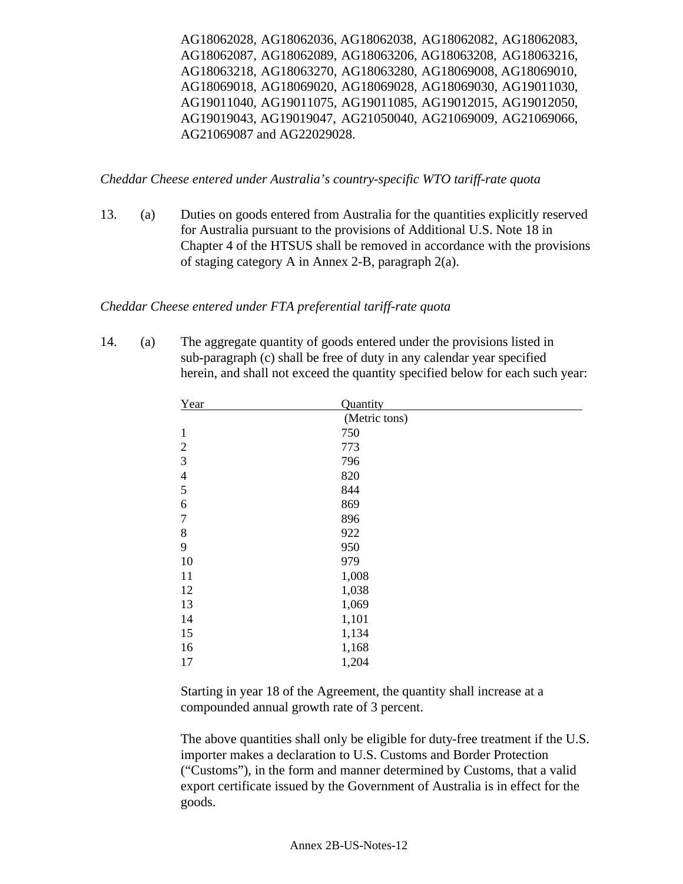AG18062028, AG18062036, AG18062038, AG18062082, AG18062083, AG18062087, AG18062089, AG18063206, AG18063208, AG18063216, AG18063218, AG18063270, AG18063280, AG18069008, AG18069010, AG18069018, AG18069020, AG18069028, AG18069030, AG19011030, AG19011040, AG19011075, AG19011085, AG19012015, AG19012050, AG19019043, AG19019047, AG21050040, AG21069009, AG21069066, AG21069087 and AG22029028.

*Cheddar Cheese entered under Australia's country-specific WTO tariff-rate quota*

13. (a) Duties on goods entered from Australia for the quantities explicitly reserved for Australia pursuant to the provisions of Additional U.S. Note 18 in Chapter 4 of the HTSUS shall be removed in accordance with the provisions of staging category A in Annex 2-B, paragraph 2(a).

*Cheddar Cheese entered under FTA preferential tariff-rate quota*

14. (a) The aggregate quantity of goods entered under the provisions listed in sub-paragraph (c) shall be free of duty in any calendar year specified herein, and shall not exceed the quantity specified below for each such year:

| Year | Quantity (Metric tons) |
|---|---|
| 1 | 750 |
| 2 | 773 |
| 3 | 796 |
| 4 | 820 |
| 5 | 844 |
| 6 | 869 |
| 7 | 896 |
| 8 | 922 |
| 9 | 950 |
| 10 | 979 |
| 11 | 1,008 |
| 12 | 1,038 |
| 13 | 1,069 |
| 14 | 1,101 |
| 15 | 1,134 |
| 16 | 1,168 |
| 17 | 1,204 |

Starting in year 18 of the Agreement, the quantity shall increase at a compounded annual growth rate of 3 percent.

The above quantities shall only be eligible for duty-free treatment if the U.S. importer makes a declaration to U.S. Customs and Border Protection ("Customs"), in the form and manner determined by Customs, that a valid export certificate issued by the Government of Australia is in effect for the goods.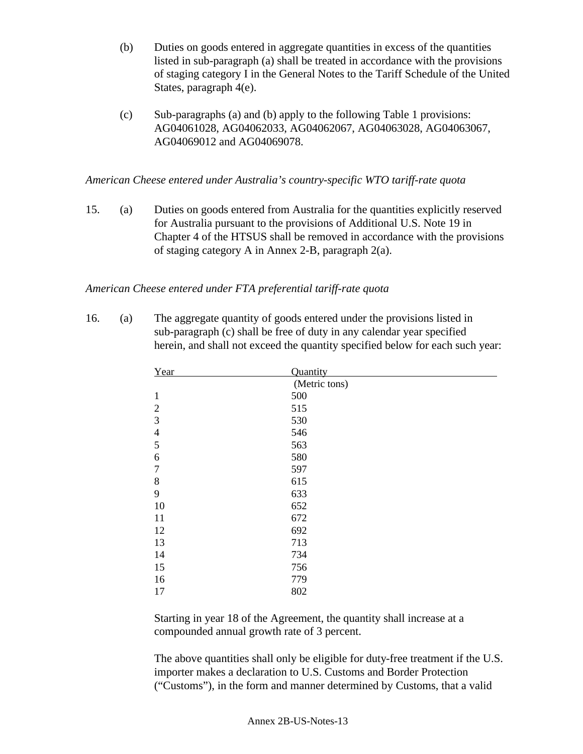(b) Duties on goods entered in aggregate quantities in excess of the quantities listed in sub-paragraph (a) shall be treated in accordance with the provisions of staging category I in the General Notes to the Tariff Schedule of the United States, paragraph 4(e).

(c) Sub-paragraphs (a) and (b) apply to the following Table 1 provisions: AG04061028, AG04062033, AG04062067, AG04063028, AG04063067, AG04069012 and AG04069078.

*American Cheese entered under Australia's country-specific WTO tariff-rate quota*

15. (a) Duties on goods entered from Australia for the quantities explicitly reserved for Australia pursuant to the provisions of Additional U.S. Note 19 in Chapter 4 of the HTSUS shall be removed in accordance with the provisions of staging category A in Annex 2-B, paragraph 2(a).

*American Cheese entered under FTA preferential tariff-rate quota*

16. (a) The aggregate quantity of goods entered under the provisions listed in sub-paragraph (c) shall be free of duty in any calendar year specified herein, and shall not exceed the quantity specified below for each such year:

| Year | Quantity (Metric tons) |
|---|---|
| 1 | 500 |
| 2 | 515 |
| 3 | 530 |
| 4 | 546 |
| 5 | 563 |
| 6 | 580 |
| 7 | 597 |
| 8 | 615 |
| 9 | 633 |
| 10 | 652 |
| 11 | 672 |
| 12 | 692 |
| 13 | 713 |
| 14 | 734 |
| 15 | 756 |
| 16 | 779 |
| 17 | 802 |

Starting in year 18 of the Agreement, the quantity shall increase at a compounded annual growth rate of 3 percent.

The above quantities shall only be eligible for duty-free treatment if the U.S. importer makes a declaration to U.S. Customs and Border Protection ("Customs"), in the form and manner determined by Customs, that a valid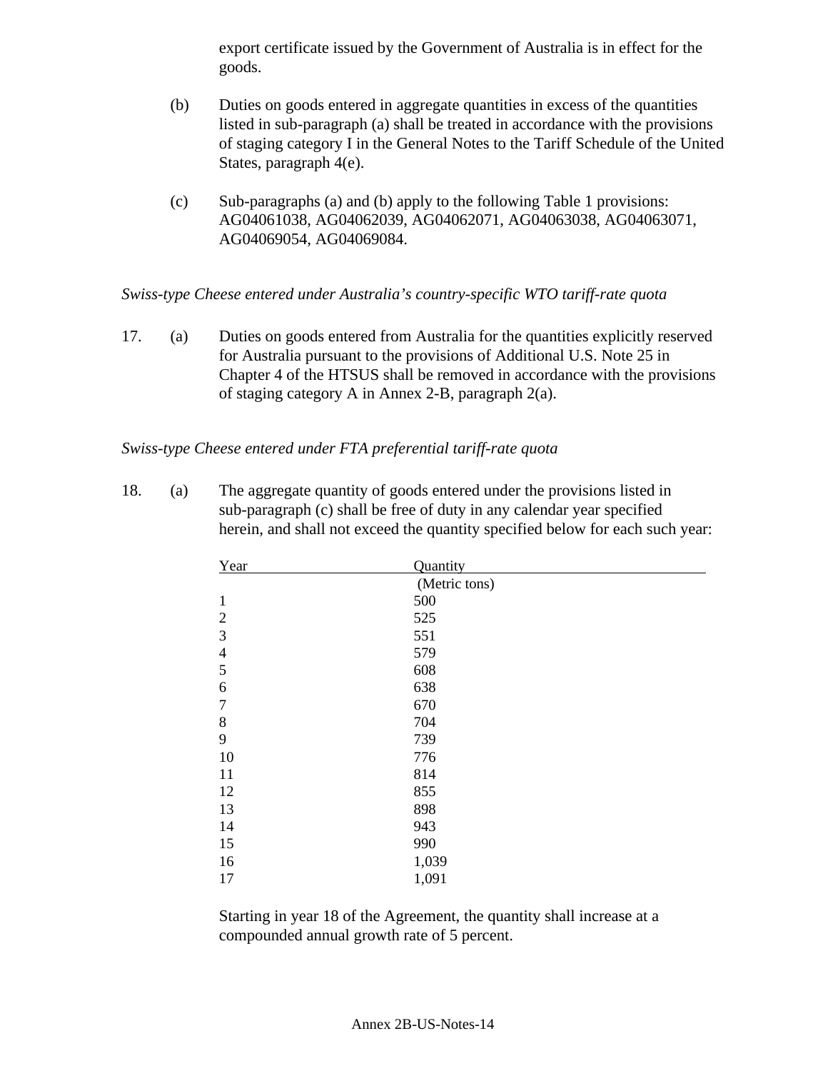export certificate issued by the Government of Australia is in effect for the goods.

(b) Duties on goods entered in aggregate quantities in excess of the quantities listed in sub-paragraph (a) shall be treated in accordance with the provisions of staging category I in the General Notes to the Tariff Schedule of the United States, paragraph 4(e).

(c) Sub-paragraphs (a) and (b) apply to the following Table 1 provisions: AG04061038, AG04062039, AG04062071, AG04063038, AG04063071, AG04069054, AG04069084.

*Swiss-type Cheese entered under Australia's country-specific WTO tariff-rate quota*

17. (a) Duties on goods entered from Australia for the quantities explicitly reserved for Australia pursuant to the provisions of Additional U.S. Note 25 in Chapter 4 of the HTSUS shall be removed in accordance with the provisions of staging category A in Annex 2-B, paragraph 2(a).

*Swiss-type Cheese entered under FTA preferential tariff-rate quota*

18. (a) The aggregate quantity of goods entered under the provisions listed in sub-paragraph (c) shall be free of duty in any calendar year specified herein, and shall not exceed the quantity specified below for each such year:

| Year | Quantity (Metric tons) |
|---|---|
| 1 | 500 |
| 2 | 525 |
| 3 | 551 |
| 4 | 579 |
| 5 | 608 |
| 6 | 638 |
| 7 | 670 |
| 8 | 704 |
| 9 | 739 |
| 10 | 776 |
| 11 | 814 |
| 12 | 855 |
| 13 | 898 |
| 14 | 943 |
| 15 | 990 |
| 16 | 1,039 |
| 17 | 1,091 |

Starting in year 18 of the Agreement, the quantity shall increase at a compounded annual growth rate of 5 percent.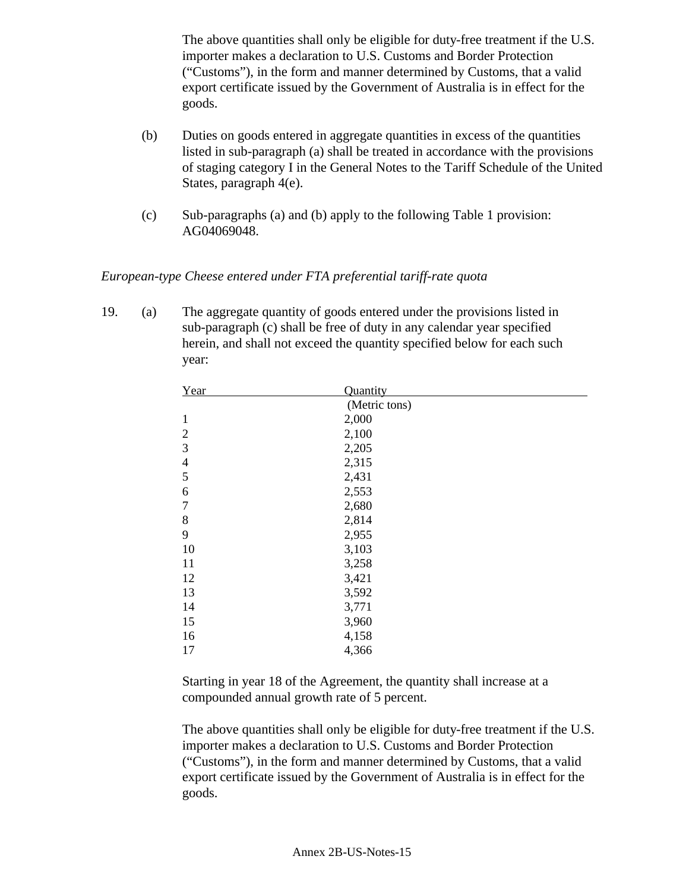The above quantities shall only be eligible for duty-free treatment if the U.S. importer makes a declaration to U.S. Customs and Border Protection ("Customs"), in the form and manner determined by Customs, that a valid export certificate issued by the Government of Australia is in effect for the goods.

(b) Duties on goods entered in aggregate quantities in excess of the quantities listed in sub-paragraph (a) shall be treated in accordance with the provisions of staging category I in the General Notes to the Tariff Schedule of the United States, paragraph 4(e).

(c) Sub-paragraphs (a) and (b) apply to the following Table 1 provision: AG04069048.

*European-type Cheese entered under FTA preferential tariff-rate quota*

19. (a) The aggregate quantity of goods entered under the provisions listed in sub-paragraph (c) shall be free of duty in any calendar year specified herein, and shall not exceed the quantity specified below for each such year:

| Year | Quantity (Metric tons) |
|---|---|
| 1 | 2,000 |
| 2 | 2,100 |
| 3 | 2,205 |
| 4 | 2,315 |
| 5 | 2,431 |
| 6 | 2,553 |
| 7 | 2,680 |
| 8 | 2,814 |
| 9 | 2,955 |
| 10 | 3,103 |
| 11 | 3,258 |
| 12 | 3,421 |
| 13 | 3,592 |
| 14 | 3,771 |
| 15 | 3,960 |
| 16 | 4,158 |
| 17 | 4,366 |

Starting in year 18 of the Agreement, the quantity shall increase at a compounded annual growth rate of 5 percent.

The above quantities shall only be eligible for duty-free treatment if the U.S. importer makes a declaration to U.S. Customs and Border Protection ("Customs"), in the form and manner determined by Customs, that a valid export certificate issued by the Government of Australia is in effect for the goods.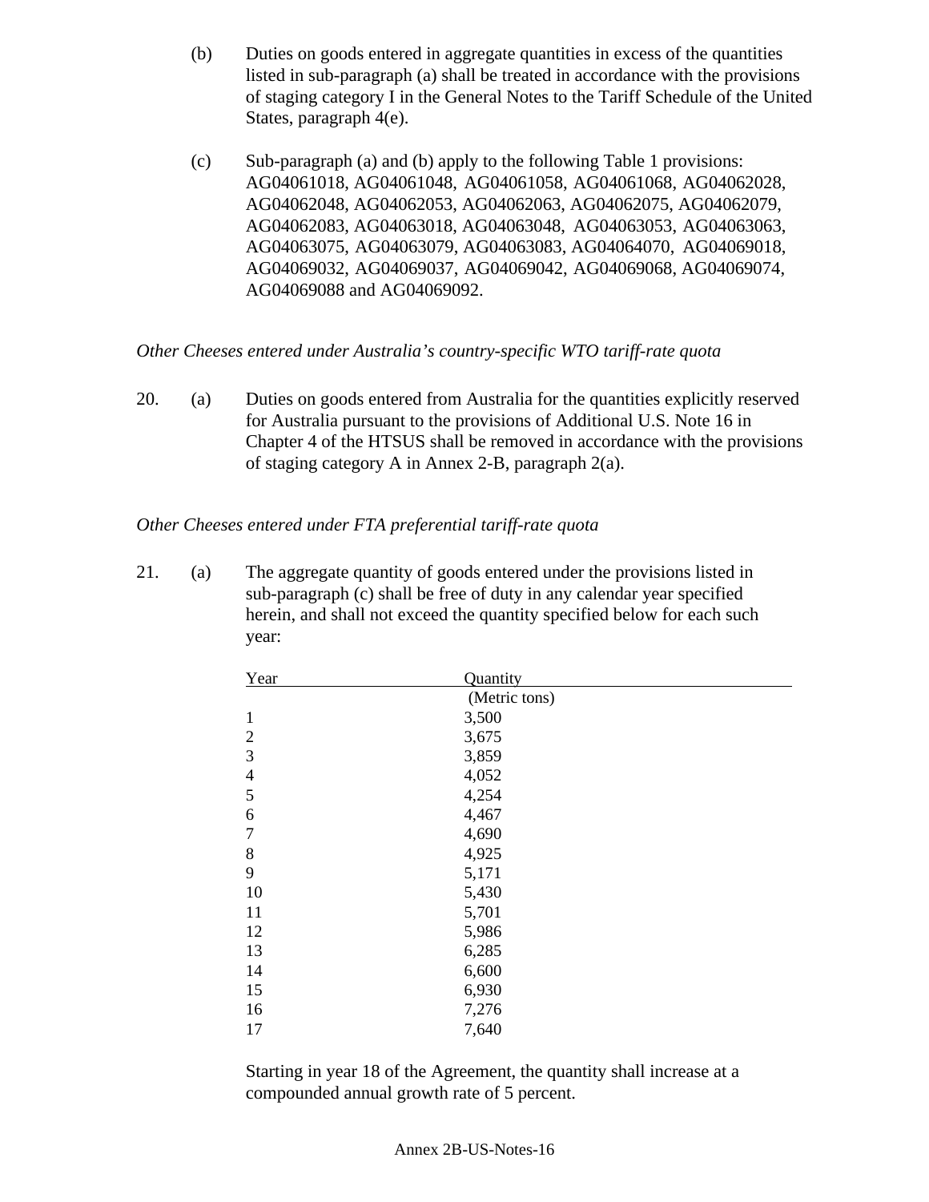(b) Duties on goods entered in aggregate quantities in excess of the quantities listed in sub-paragraph (a) shall be treated in accordance with the provisions of staging category I in the General Notes to the Tariff Schedule of the United States, paragraph 4(e).

(c) Sub-paragraph (a) and (b) apply to the following Table 1 provisions: AG04061018, AG04061048, AG04061058, AG04061068, AG04062028, AG04062048, AG04062053, AG04062063, AG04062075, AG04062079, AG04062083, AG04063018, AG04063048, AG04063053, AG04063063, AG04063075, AG04063079, AG04063083, AG04064070, AG04069018, AG04069032, AG04069037, AG04069042, AG04069068, AG04069074, AG04069088 and AG04069092.

*Other Cheeses entered under Australia's country-specific WTO tariff-rate quota*

20. (a) Duties on goods entered from Australia for the quantities explicitly reserved for Australia pursuant to the provisions of Additional U.S. Note 16 in Chapter 4 of the HTSUS shall be removed in accordance with the provisions of staging category A in Annex 2-B, paragraph 2(a).

*Other Cheeses entered under FTA preferential tariff-rate quota*

21. (a) The aggregate quantity of goods entered under the provisions listed in sub-paragraph (c) shall be free of duty in any calendar year specified herein, and shall not exceed the quantity specified below for each such year:

| Year | Quantity (Metric tons) |
|---|---|
| 1 | 3,500 |
| 2 | 3,675 |
| 3 | 3,859 |
| 4 | 4,052 |
| 5 | 4,254 |
| 6 | 4,467 |
| 7 | 4,690 |
| 8 | 4,925 |
| 9 | 5,171 |
| 10 | 5,430 |
| 11 | 5,701 |
| 12 | 5,986 |
| 13 | 6,285 |
| 14 | 6,600 |
| 15 | 6,930 |
| 16 | 7,276 |
| 17 | 7,640 |

Starting in year 18 of the Agreement, the quantity shall increase at a compounded annual growth rate of 5 percent.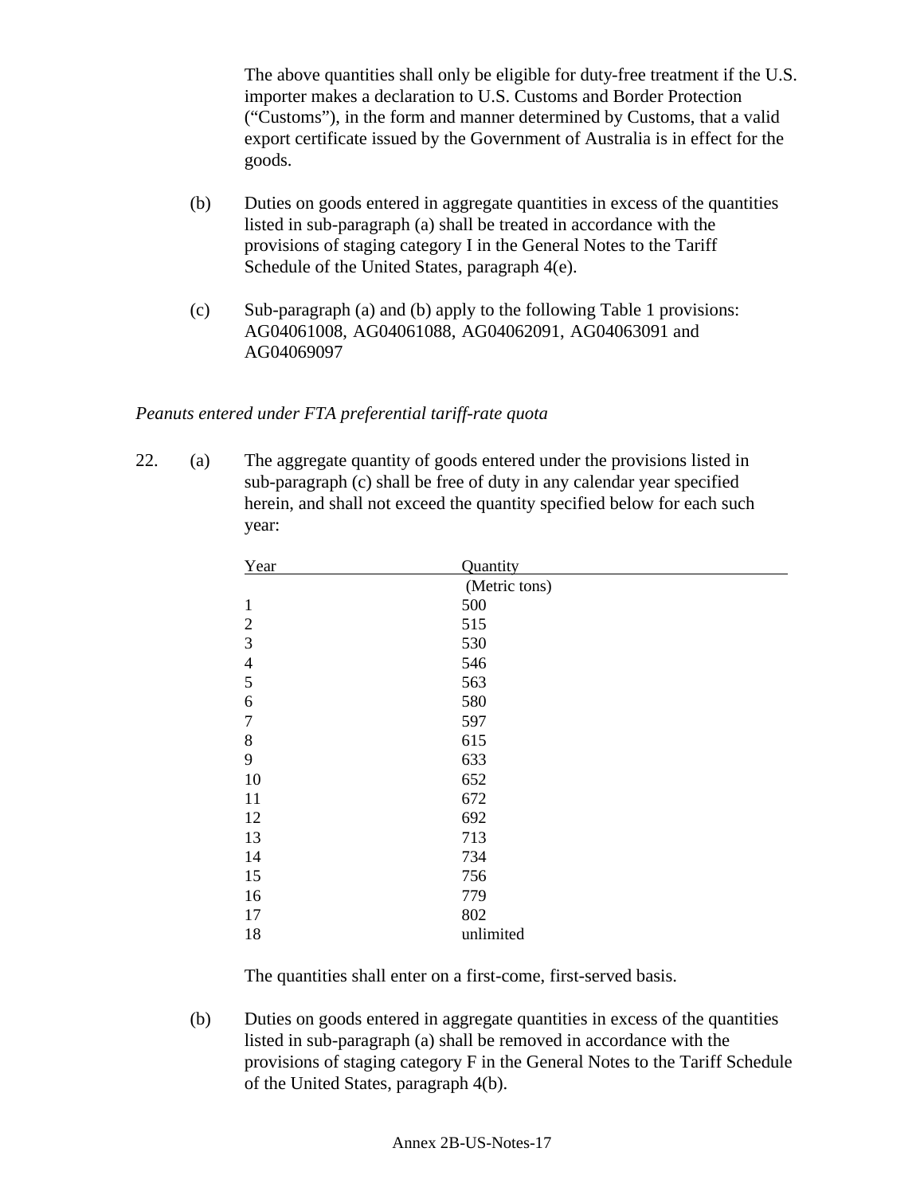The above quantities shall only be eligible for duty-free treatment if the U.S. importer makes a declaration to U.S. Customs and Border Protection ("Customs"), in the form and manner determined by Customs, that a valid export certificate issued by the Government of Australia is in effect for the goods.

(b) Duties on goods entered in aggregate quantities in excess of the quantities listed in sub-paragraph (a) shall be treated in accordance with the provisions of staging category I in the General Notes to the Tariff Schedule of the United States, paragraph 4(e).

(c) Sub-paragraph (a) and (b) apply to the following Table 1 provisions: AG04061008, AG04061088, AG04062091, AG04063091 and AG04069097

*Peanuts entered under FTA preferential tariff-rate quota*

22. (a) The aggregate quantity of goods entered under the provisions listed in sub-paragraph (c) shall be free of duty in any calendar year specified herein, and shall not exceed the quantity specified below for each such year:

| Year | Quantity (Metric tons) |
|---|---|
| 1 | 500 |
| 2 | 515 |
| 3 | 530 |
| 4 | 546 |
| 5 | 563 |
| 6 | 580 |
| 7 | 597 |
| 8 | 615 |
| 9 | 633 |
| 10 | 652 |
| 11 | 672 |
| 12 | 692 |
| 13 | 713 |
| 14 | 734 |
| 15 | 756 |
| 16 | 779 |
| 17 | 802 |
| 18 | unlimited |

The quantities shall enter on a first-come, first-served basis.

(b) Duties on goods entered in aggregate quantities in excess of the quantities listed in sub-paragraph (a) shall be removed in accordance with the provisions of staging category F in the General Notes to the Tariff Schedule of the United States, paragraph 4(b).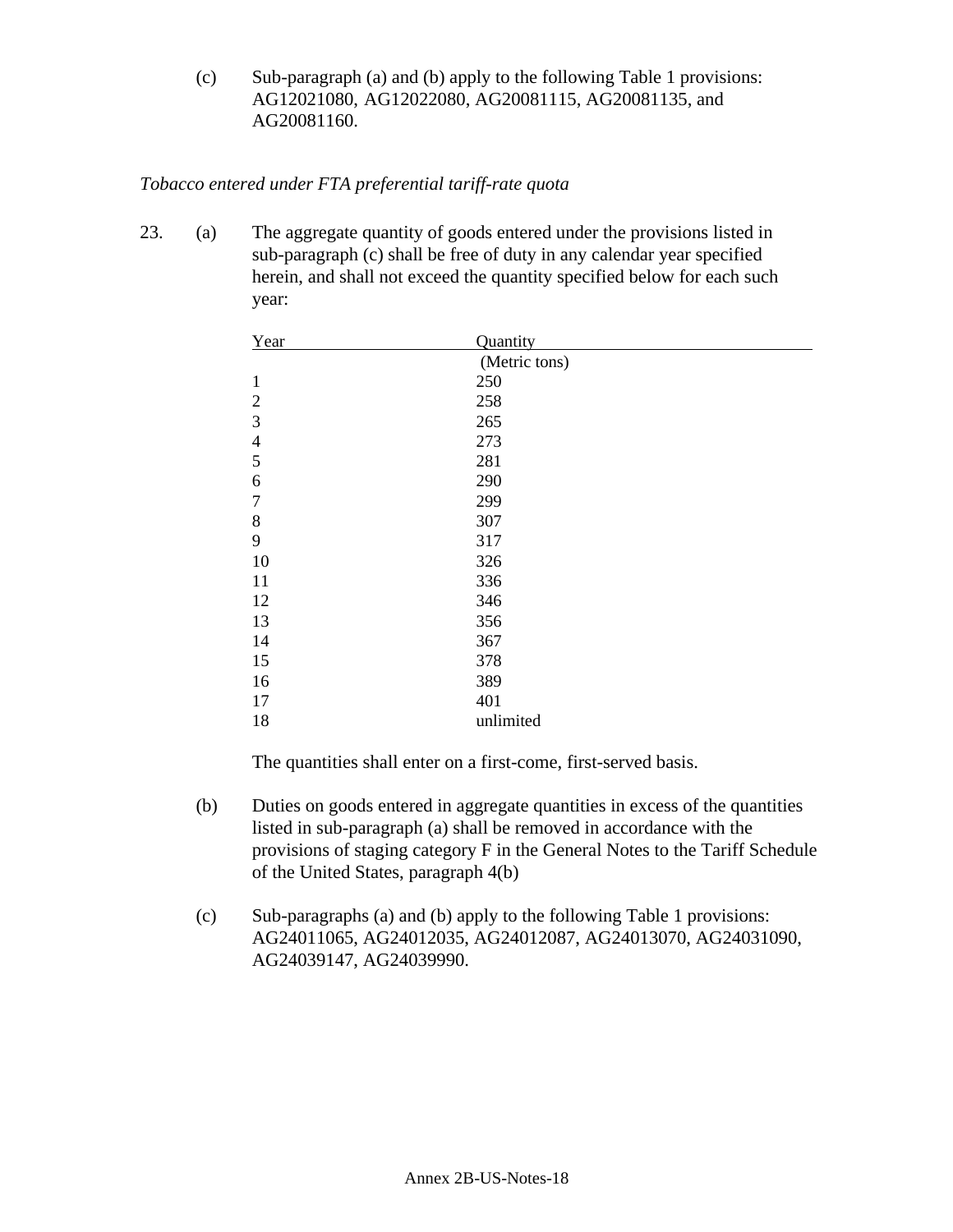(c) Sub-paragraph (a) and (b) apply to the following Table 1 provisions: AG12021080, AG12022080, AG20081115, AG20081135, and AG20081160.

*Tobacco entered under FTA preferential tariff-rate quota*

23. (a) The aggregate quantity of goods entered under the provisions listed in sub-paragraph (c) shall be free of duty in any calendar year specified herein, and shall not exceed the quantity specified below for each such year:

| Year | Quantity (Metric tons) |
|---|---|
| 1 | 250 |
| 2 | 258 |
| 3 | 265 |
| 4 | 273 |
| 5 | 281 |
| 6 | 290 |
| 7 | 299 |
| 8 | 307 |
| 9 | 317 |
| 10 | 326 |
| 11 | 336 |
| 12 | 346 |
| 13 | 356 |
| 14 | 367 |
| 15 | 378 |
| 16 | 389 |
| 17 | 401 |
| 18 | unlimited |

The quantities shall enter on a first-come, first-served basis.

(b) Duties on goods entered in aggregate quantities in excess of the quantities listed in sub-paragraph (a) shall be removed in accordance with the provisions of staging category F in the General Notes to the Tariff Schedule of the United States, paragraph 4(b)

(c) Sub-paragraphs (a) and (b) apply to the following Table 1 provisions: AG24011065, AG24012035, AG24012087, AG24013070, AG24031090, AG24039147, AG24039990.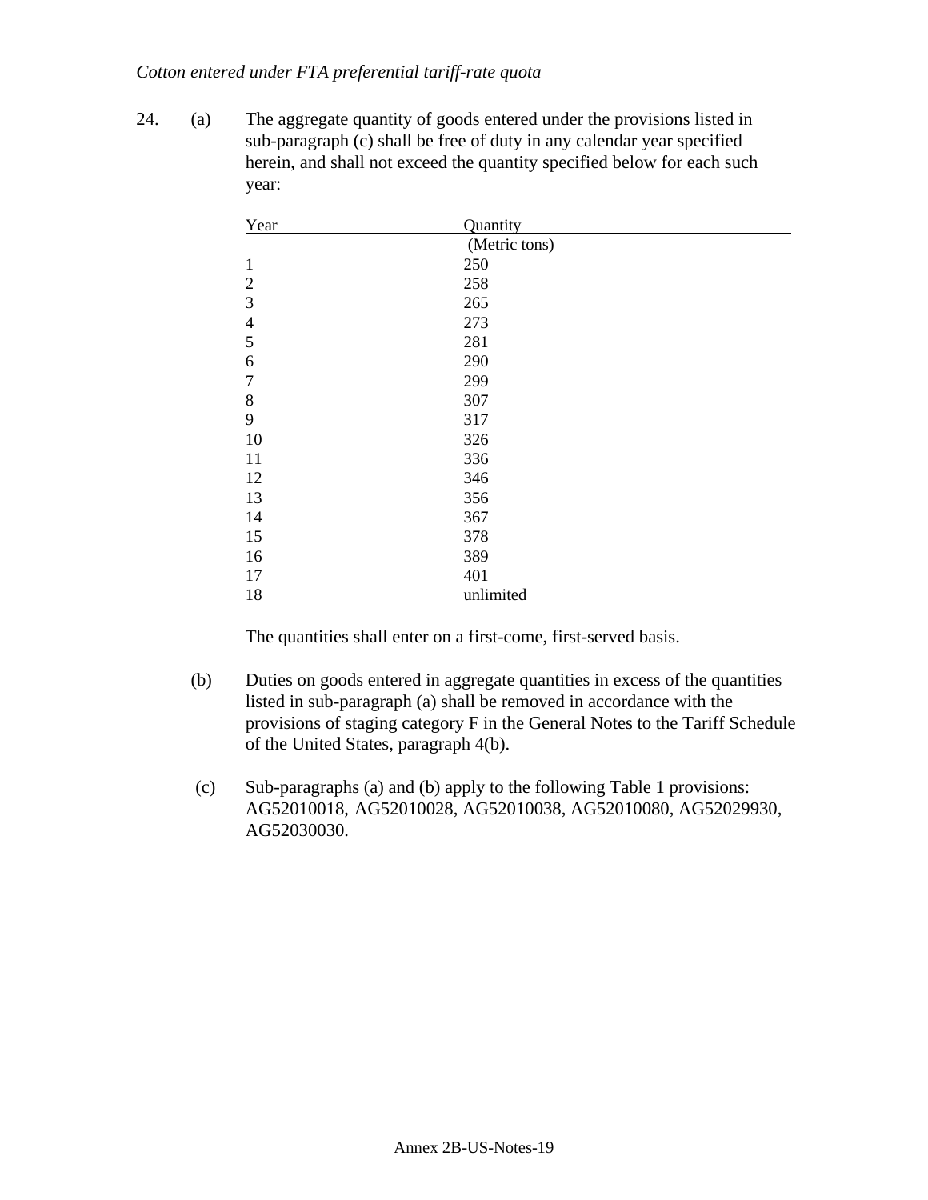*Cotton entered under FTA preferential tariff-rate quota*

24. (a) The aggregate quantity of goods entered under the provisions listed in sub-paragraph (c) shall be free of duty in any calendar year specified herein, and shall not exceed the quantity specified below for each such year:

| Year | Quantity (Metric tons) |
|---|---|
| 1 | 250 |
| 2 | 258 |
| 3 | 265 |
| 4 | 273 |
| 5 | 281 |
| 6 | 290 |
| 7 | 299 |
| 8 | 307 |
| 9 | 317 |
| 10 | 326 |
| 11 | 336 |
| 12 | 346 |
| 13 | 356 |
| 14 | 367 |
| 15 | 378 |
| 16 | 389 |
| 17 | 401 |
| 18 | unlimited |

The quantities shall enter on a first-come, first-served basis.

(b) Duties on goods entered in aggregate quantities in excess of the quantities listed in sub-paragraph (a) shall be removed in accordance with the provisions of staging category F in the General Notes to the Tariff Schedule of the United States, paragraph 4(b).

(c) Sub-paragraphs (a) and (b) apply to the following Table 1 provisions: AG52010018, AG52010028, AG52010038, AG52010080, AG52029930, AG52030030.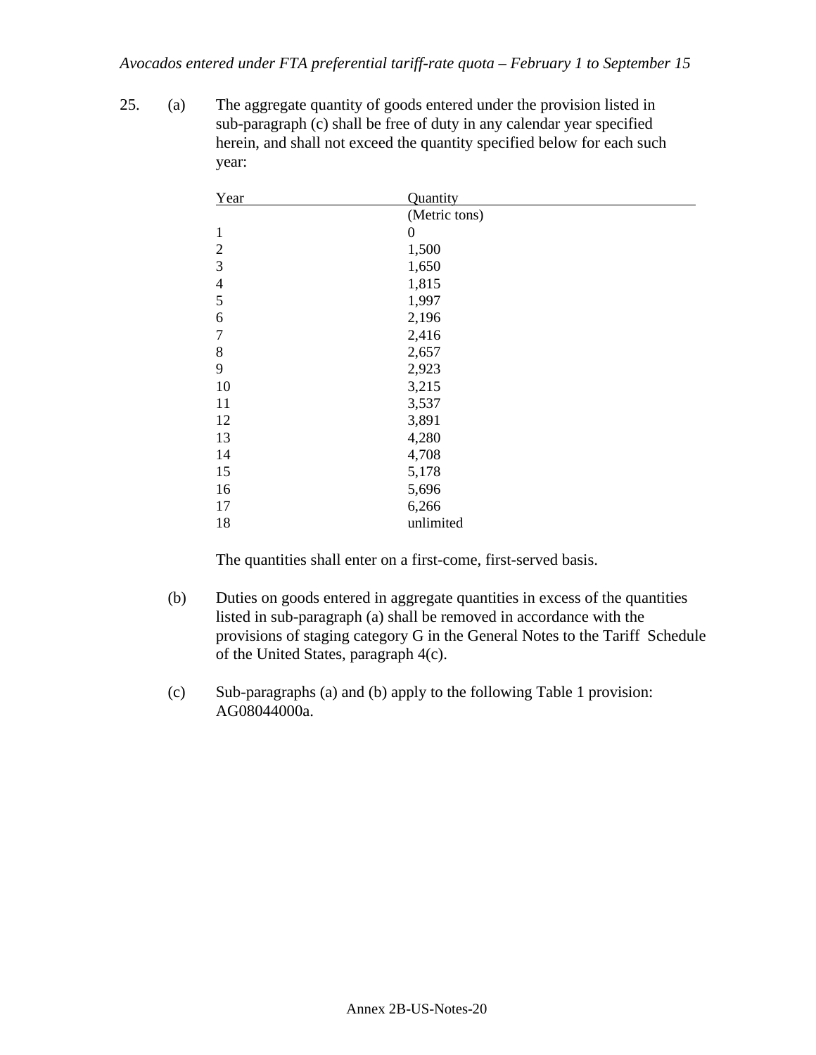*Avocados entered under FTA preferential tariff-rate quota – February 1 to September 15*

25. (a) The aggregate quantity of goods entered under the provision listed in sub-paragraph (c) shall be free of duty in any calendar year specified herein, and shall not exceed the quantity specified below for each such year:

| Year | Quantity (Metric tons) |
|---|---|
| 1 | 0 |
| 2 | 1,500 |
| 3 | 1,650 |
| 4 | 1,815 |
| 5 | 1,997 |
| 6 | 2,196 |
| 7 | 2,416 |
| 8 | 2,657 |
| 9 | 2,923 |
| 10 | 3,215 |
| 11 | 3,537 |
| 12 | 3,891 |
| 13 | 4,280 |
| 14 | 4,708 |
| 15 | 5,178 |
| 16 | 5,696 |
| 17 | 6,266 |
| 18 | unlimited |

The quantities shall enter on a first-come, first-served basis.

(b) Duties on goods entered in aggregate quantities in excess of the quantities listed in sub-paragraph (a) shall be removed in accordance with the provisions of staging category G in the General Notes to the Tariff Schedule of the United States, paragraph 4(c).

(c) Sub-paragraphs (a) and (b) apply to the following Table 1 provision: AG08044000a.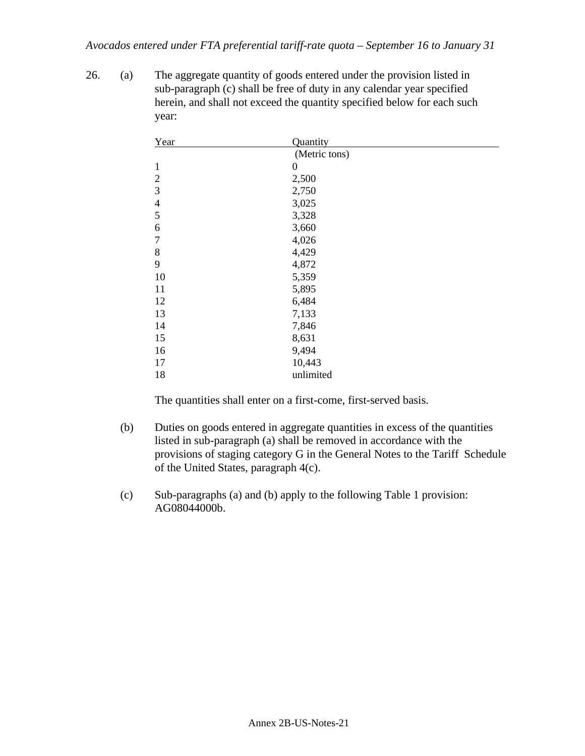*Avocados entered under FTA preferential tariff-rate quota – September 16 to January 31*

26. (a) The aggregate quantity of goods entered under the provision listed in sub-paragraph (c) shall be free of duty in any calendar year specified herein, and shall not exceed the quantity specified below for each such year:

| Year | Quantity (Metric tons) |
|---|---|
| 1 | 0 |
| 2 | 2,500 |
| 3 | 2,750 |
| 4 | 3,025 |
| 5 | 3,328 |
| 6 | 3,660 |
| 7 | 4,026 |
| 8 | 4,429 |
| 9 | 4,872 |
| 10 | 5,359 |
| 11 | 5,895 |
| 12 | 6,484 |
| 13 | 7,133 |
| 14 | 7,846 |
| 15 | 8,631 |
| 16 | 9,494 |
| 17 | 10,443 |
| 18 | unlimited |

The quantities shall enter on a first-come, first-served basis.

(b) Duties on goods entered in aggregate quantities in excess of the quantities listed in sub-paragraph (a) shall be removed in accordance with the provisions of staging category G in the General Notes to the Tariff Schedule of the United States, paragraph 4(c).

(c) Sub-paragraphs (a) and (b) apply to the following Table 1 provision: AG08044000b.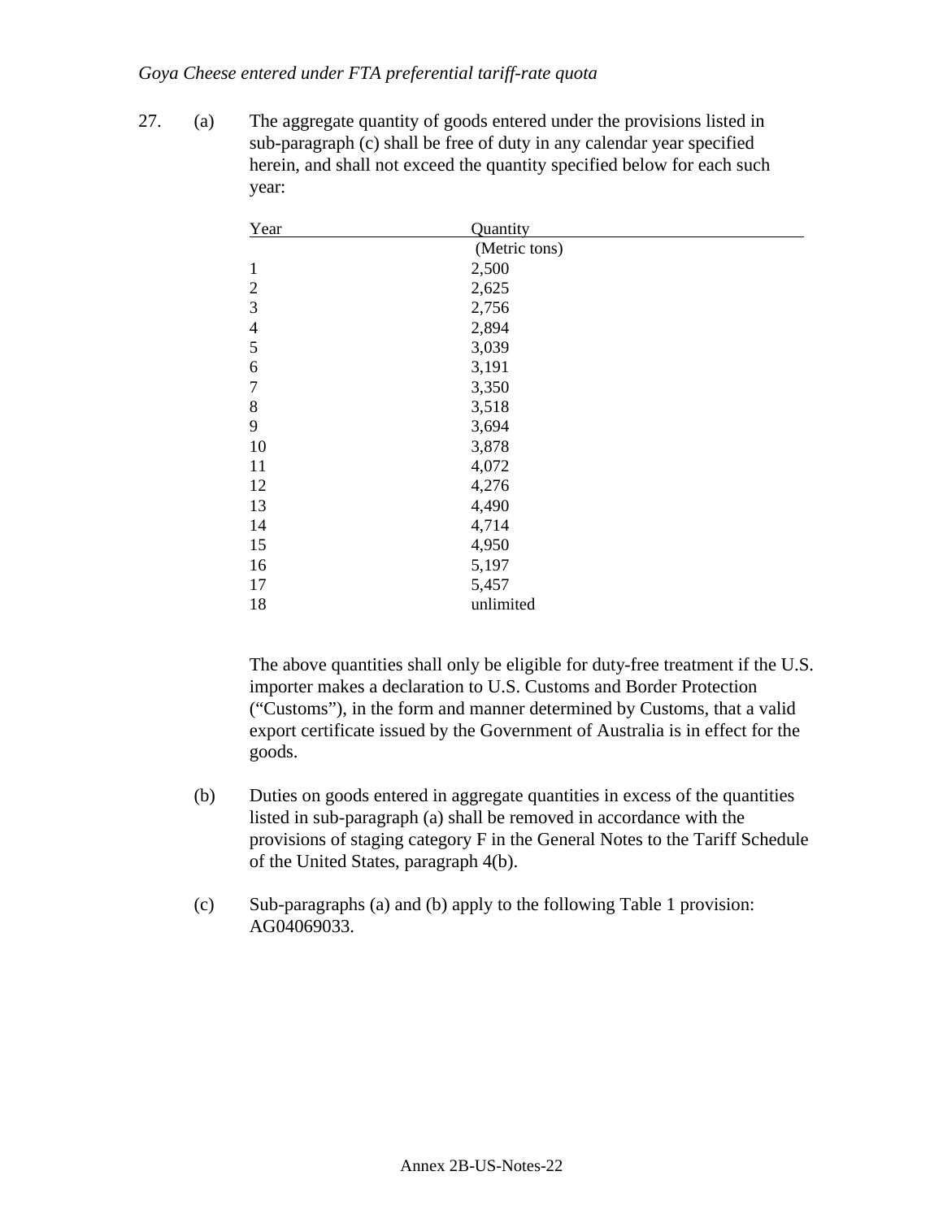*Goya Cheese entered under FTA preferential tariff-rate quota*

27. (a) The aggregate quantity of goods entered under the provisions listed in sub-paragraph (c) shall be free of duty in any calendar year specified herein, and shall not exceed the quantity specified below for each such year:

| Year | Quantity |
| --- | --- |
| | (Metric tons) |
| 1 | 2,500 |
| 2 | 2,625 |
| 3 | 2,756 |
| 4 | 2,894 |
| 5 | 3,039 |
| 6 | 3,191 |
| 7 | 3,350 |
| 8 | 3,518 |
| 9 | 3,694 |
| 10 | 3,878 |
| 11 | 4,072 |
| 12 | 4,276 |
| 13 | 4,490 |
| 14 | 4,714 |
| 15 | 4,950 |
| 16 | 5,197 |
| 17 | 5,457 |
| 18 | unlimited |

The above quantities shall only be eligible for duty-free treatment if the U.S. importer makes a declaration to U.S. Customs and Border Protection (“Customs”), in the form and manner determined by Customs, that a valid export certificate issued by the Government of Australia is in effect for the goods.

(b) Duties on goods entered in aggregate quantities in excess of the quantities listed in sub-paragraph (a) shall be removed in accordance with the provisions of staging category F in the General Notes to the Tariff Schedule of the United States, paragraph 4(b).

(c) Sub-paragraphs (a) and (b) apply to the following Table 1 provision: AG04069033.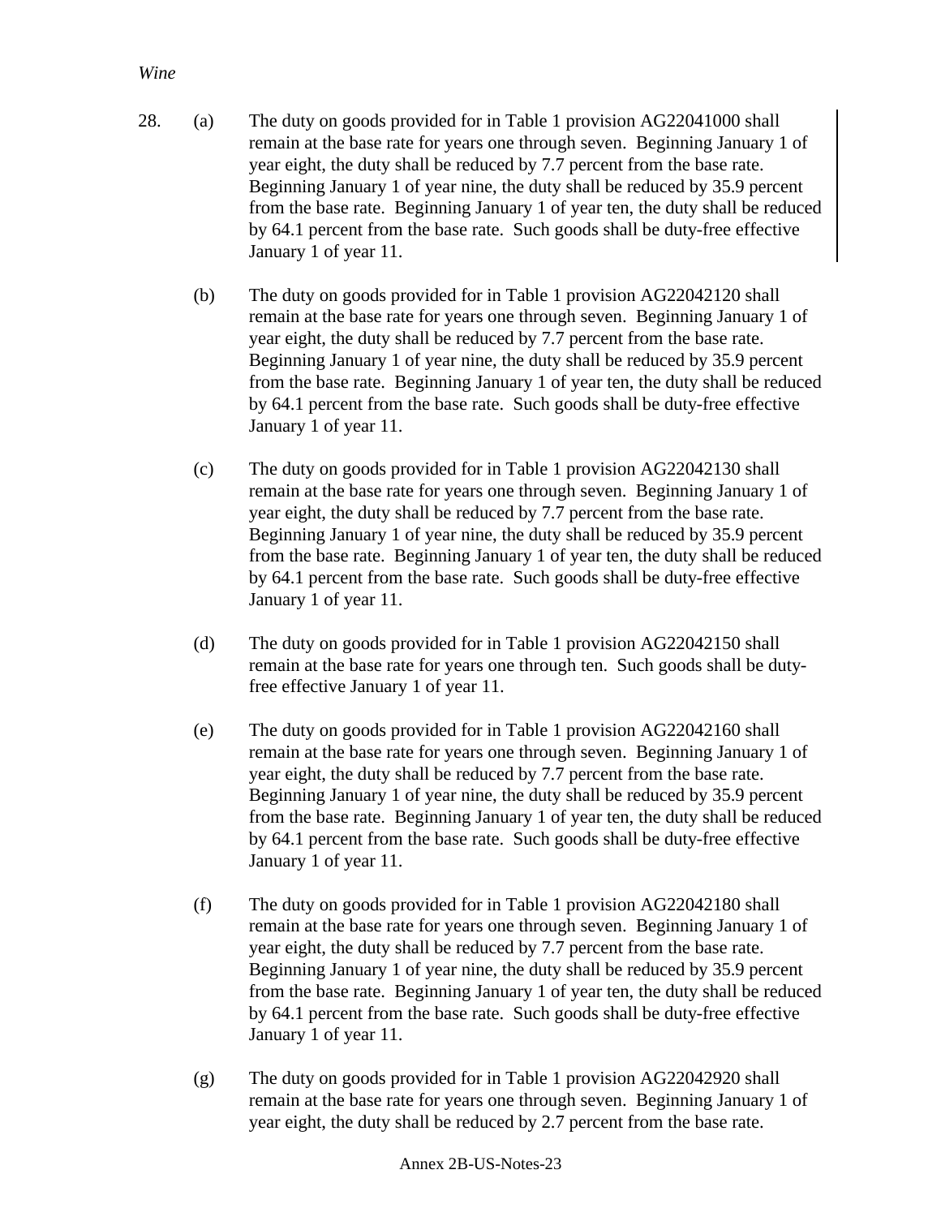*Wine*

28. (a) The duty on goods provided for in Table 1 provision AG22041000 shall remain at the base rate for years one through seven. Beginning January 1 of year eight, the duty shall be reduced by 7.7 percent from the base rate. Beginning January 1 of year nine, the duty shall be reduced by 35.9 percent from the base rate. Beginning January 1 of year ten, the duty shall be reduced by 64.1 percent from the base rate. Such goods shall be duty-free effective January 1 of year 11.

    (b) The duty on goods provided for in Table 1 provision AG22042120 shall remain at the base rate for years one through seven. Beginning January 1 of year eight, the duty shall be reduced by 7.7 percent from the base rate. Beginning January 1 of year nine, the duty shall be reduced by 35.9 percent from the base rate. Beginning January 1 of year ten, the duty shall be reduced by 64.1 percent from the base rate. Such goods shall be duty-free effective January 1 of year 11.

    (c) The duty on goods provided for in Table 1 provision AG22042130 shall remain at the base rate for years one through seven. Beginning January 1 of year eight, the duty shall be reduced by 7.7 percent from the base rate. Beginning January 1 of year nine, the duty shall be reduced by 35.9 percent from the base rate. Beginning January 1 of year ten, the duty shall be reduced by 64.1 percent from the base rate. Such goods shall be duty-free effective January 1 of year 11.

    (d) The duty on goods provided for in Table 1 provision AG22042150 shall remain at the base rate for years one through ten. Such goods shall be duty-free effective January 1 of year 11.

    (e) The duty on goods provided for in Table 1 provision AG22042160 shall remain at the base rate for years one through seven. Beginning January 1 of year eight, the duty shall be reduced by 7.7 percent from the base rate. Beginning January 1 of year nine, the duty shall be reduced by 35.9 percent from the base rate. Beginning January 1 of year ten, the duty shall be reduced by 64.1 percent from the base rate. Such goods shall be duty-free effective January 1 of year 11.

    (f) The duty on goods provided for in Table 1 provision AG22042180 shall remain at the base rate for years one through seven. Beginning January 1 of year eight, the duty shall be reduced by 7.7 percent from the base rate. Beginning January 1 of year nine, the duty shall be reduced by 35.9 percent from the base rate. Beginning January 1 of year ten, the duty shall be reduced by 64.1 percent from the base rate. Such goods shall be duty-free effective January 1 of year 11.

    (g) The duty on goods provided for in Table 1 provision AG22042920 shall remain at the base rate for years one through seven. Beginning January 1 of year eight, the duty shall be reduced by 2.7 percent from the base rate.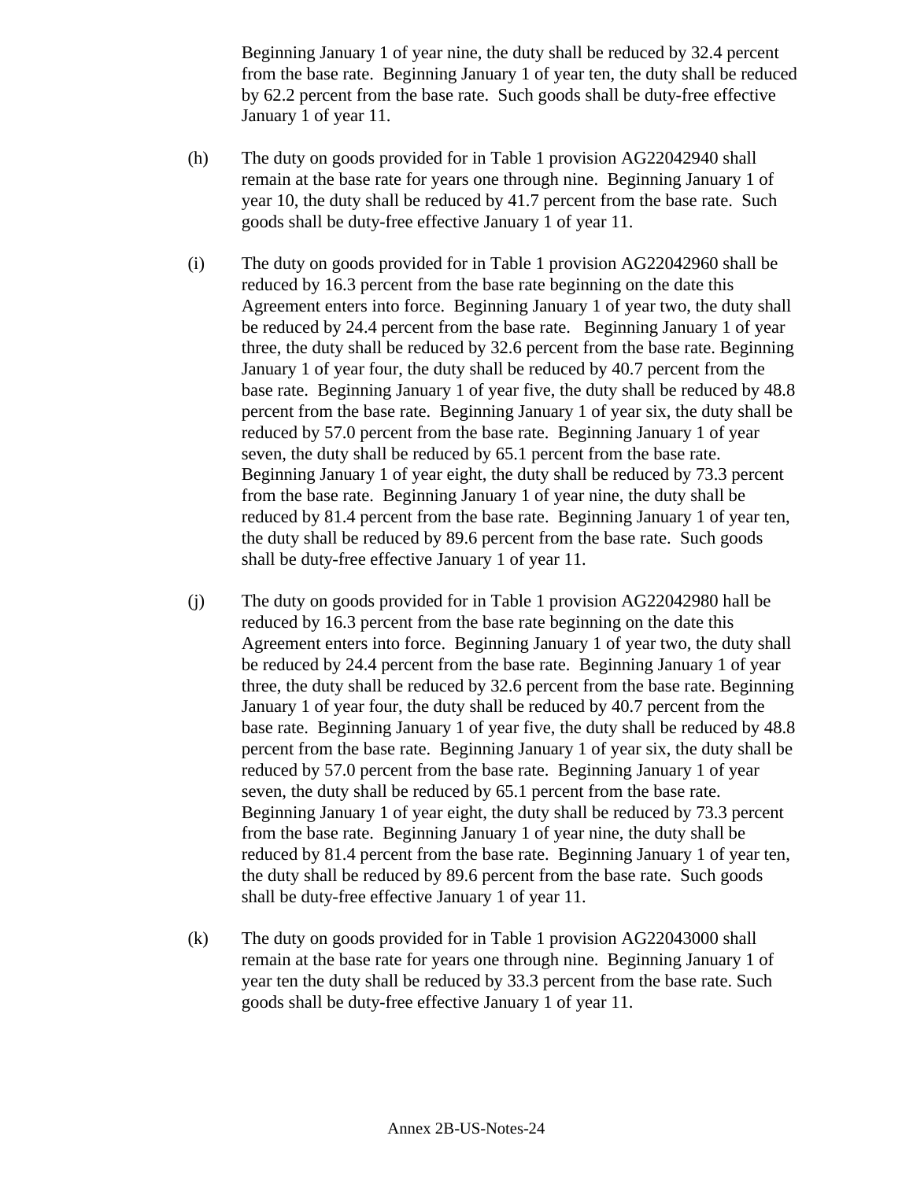Beginning January 1 of year nine, the duty shall be reduced by 32.4 percent from the base rate. Beginning January 1 of year ten, the duty shall be reduced by 62.2 percent from the base rate. Such goods shall be duty-free effective January 1 of year 11.

(h) The duty on goods provided for in Table 1 provision AG22042940 shall remain at the base rate for years one through nine. Beginning January 1 of year 10, the duty shall be reduced by 41.7 percent from the base rate. Such goods shall be duty-free effective January 1 of year 11.

(i) The duty on goods provided for in Table 1 provision AG22042960 shall be reduced by 16.3 percent from the base rate beginning on the date this Agreement enters into force. Beginning January 1 of year two, the duty shall be reduced by 24.4 percent from the base rate. Beginning January 1 of year three, the duty shall be reduced by 32.6 percent from the base rate. Beginning January 1 of year four, the duty shall be reduced by 40.7 percent from the base rate. Beginning January 1 of year five, the duty shall be reduced by 48.8 percent from the base rate. Beginning January 1 of year six, the duty shall be reduced by 57.0 percent from the base rate. Beginning January 1 of year seven, the duty shall be reduced by 65.1 percent from the base rate. Beginning January 1 of year eight, the duty shall be reduced by 73.3 percent from the base rate. Beginning January 1 of year nine, the duty shall be reduced by 81.4 percent from the base rate. Beginning January 1 of year ten, the duty shall be reduced by 89.6 percent from the base rate. Such goods shall be duty-free effective January 1 of year 11.

(j) The duty on goods provided for in Table 1 provision AG22042980 hall be reduced by 16.3 percent from the base rate beginning on the date this Agreement enters into force. Beginning January 1 of year two, the duty shall be reduced by 24.4 percent from the base rate. Beginning January 1 of year three, the duty shall be reduced by 32.6 percent from the base rate. Beginning January 1 of year four, the duty shall be reduced by 40.7 percent from the base rate. Beginning January 1 of year five, the duty shall be reduced by 48.8 percent from the base rate. Beginning January 1 of year six, the duty shall be reduced by 57.0 percent from the base rate. Beginning January 1 of year seven, the duty shall be reduced by 65.1 percent from the base rate. Beginning January 1 of year eight, the duty shall be reduced by 73.3 percent from the base rate. Beginning January 1 of year nine, the duty shall be reduced by 81.4 percent from the base rate. Beginning January 1 of year ten, the duty shall be reduced by 89.6 percent from the base rate. Such goods shall be duty-free effective January 1 of year 11.

(k) The duty on goods provided for in Table 1 provision AG22043000 shall remain at the base rate for years one through nine. Beginning January 1 of year ten the duty shall be reduced by 33.3 percent from the base rate. Such goods shall be duty-free effective January 1 of year 11.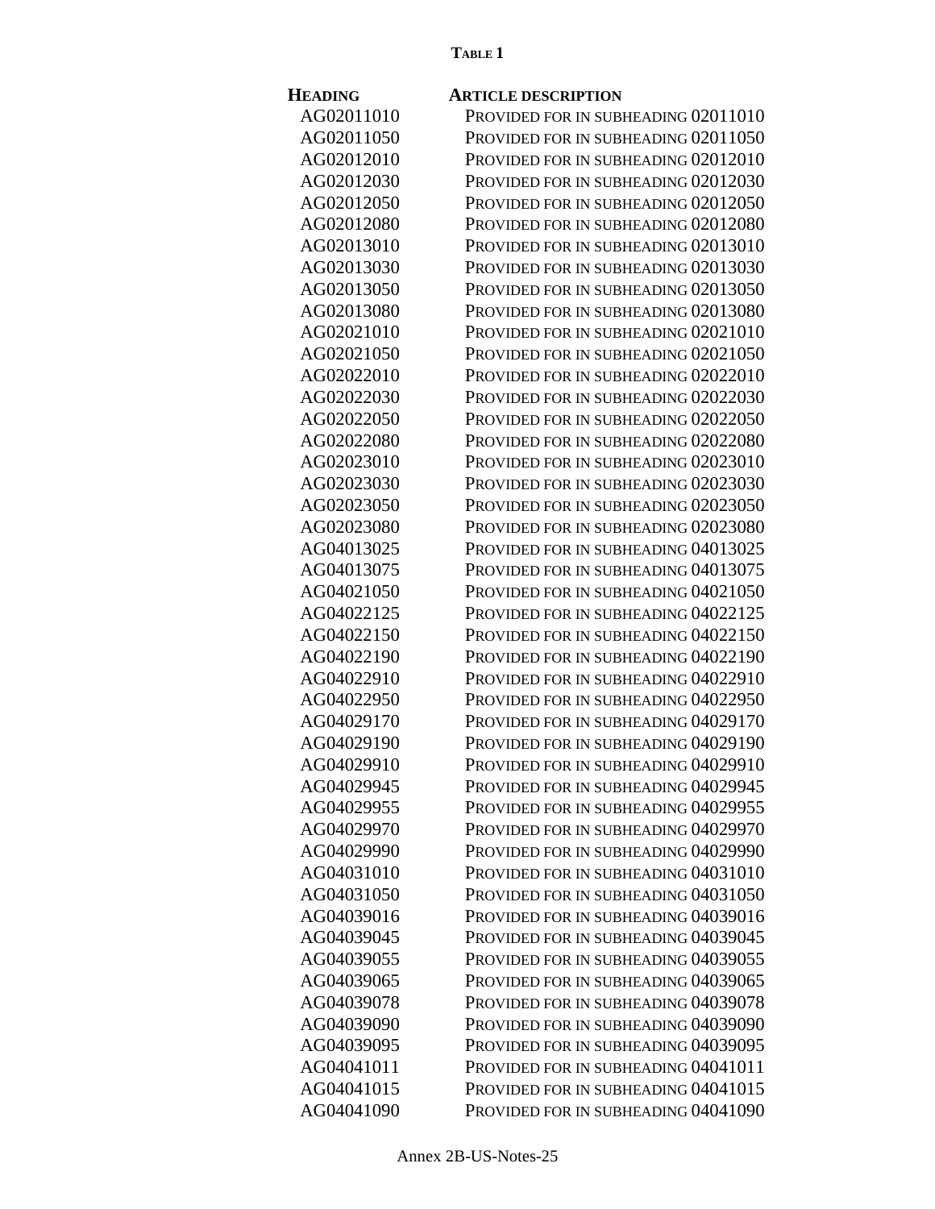**TABLE 1**

| HEADING | ARTICLE DESCRIPTION |
|---|---|
| AG02011010 | PROVIDED FOR IN SUBHEADING 02011010 |
| AG02011050 | PROVIDED FOR IN SUBHEADING 02011050 |
| AG02012010 | PROVIDED FOR IN SUBHEADING 02012010 |
| AG02012030 | PROVIDED FOR IN SUBHEADING 02012030 |
| AG02012050 | PROVIDED FOR IN SUBHEADING 02012050 |
| AG02012080 | PROVIDED FOR IN SUBHEADING 02012080 |
| AG02013010 | PROVIDED FOR IN SUBHEADING 02013010 |
| AG02013030 | PROVIDED FOR IN SUBHEADING 02013030 |
| AG02013050 | PROVIDED FOR IN SUBHEADING 02013050 |
| AG02013080 | PROVIDED FOR IN SUBHEADING 02013080 |
| AG02021010 | PROVIDED FOR IN SUBHEADING 02021010 |
| AG02021050 | PROVIDED FOR IN SUBHEADING 02021050 |
| AG02022010 | PROVIDED FOR IN SUBHEADING 02022010 |
| AG02022030 | PROVIDED FOR IN SUBHEADING 02022030 |
| AG02022050 | PROVIDED FOR IN SUBHEADING 02022050 |
| AG02022080 | PROVIDED FOR IN SUBHEADING 02022080 |
| AG02023010 | PROVIDED FOR IN SUBHEADING 02023010 |
| AG02023030 | PROVIDED FOR IN SUBHEADING 02023030 |
| AG02023050 | PROVIDED FOR IN SUBHEADING 02023050 |
| AG02023080 | PROVIDED FOR IN SUBHEADING 02023080 |
| AG04013025 | PROVIDED FOR IN SUBHEADING 04013025 |
| AG04013075 | PROVIDED FOR IN SUBHEADING 04013075 |
| AG04021050 | PROVIDED FOR IN SUBHEADING 04021050 |
| AG04022125 | PROVIDED FOR IN SUBHEADING 04022125 |
| AG04022150 | PROVIDED FOR IN SUBHEADING 04022150 |
| AG04022190 | PROVIDED FOR IN SUBHEADING 04022190 |
| AG04022910 | PROVIDED FOR IN SUBHEADING 04022910 |
| AG04022950 | PROVIDED FOR IN SUBHEADING 04022950 |
| AG04029170 | PROVIDED FOR IN SUBHEADING 04029170 |
| AG04029190 | PROVIDED FOR IN SUBHEADING 04029190 |
| AG04029910 | PROVIDED FOR IN SUBHEADING 04029910 |
| AG04029945 | PROVIDED FOR IN SUBHEADING 04029945 |
| AG04029955 | PROVIDED FOR IN SUBHEADING 04029955 |
| AG04029970 | PROVIDED FOR IN SUBHEADING 04029970 |
| AG04029990 | PROVIDED FOR IN SUBHEADING 04029990 |
| AG04031010 | PROVIDED FOR IN SUBHEADING 04031010 |
| AG04031050 | PROVIDED FOR IN SUBHEADING 04031050 |
| AG04039016 | PROVIDED FOR IN SUBHEADING 04039016 |
| AG04039045 | PROVIDED FOR IN SUBHEADING 04039045 |
| AG04039055 | PROVIDED FOR IN SUBHEADING 04039055 |
| AG04039065 | PROVIDED FOR IN SUBHEADING 04039065 |
| AG04039078 | PROVIDED FOR IN SUBHEADING 04039078 |
| AG04039090 | PROVIDED FOR IN SUBHEADING 04039090 |
| AG04039095 | PROVIDED FOR IN SUBHEADING 04039095 |
| AG04041011 | PROVIDED FOR IN SUBHEADING 04041011 |
| AG04041015 | PROVIDED FOR IN SUBHEADING 04041015 |
| AG04041090 | PROVIDED FOR IN SUBHEADING 04041090 |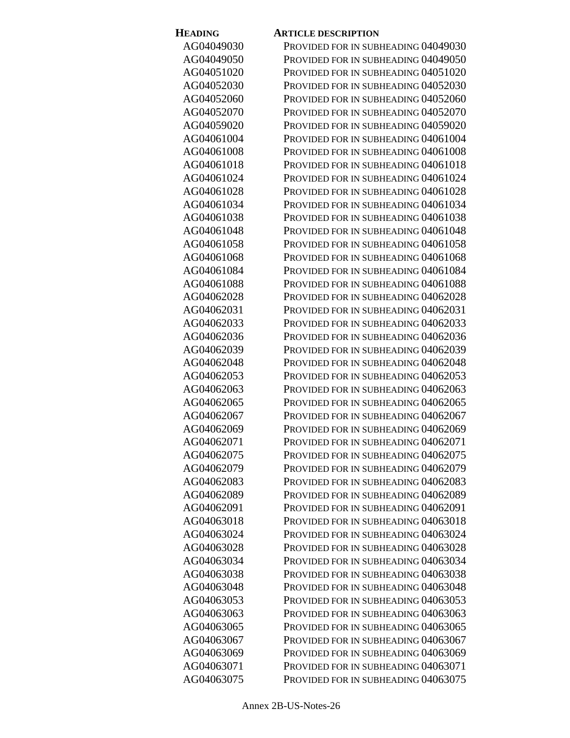| HEADING | ARTICLE DESCRIPTION |
|---|---|
| AG04049030 | PROVIDED FOR IN SUBHEADING 04049030 |
| AG04049050 | PROVIDED FOR IN SUBHEADING 04049050 |
| AG04051020 | PROVIDED FOR IN SUBHEADING 04051020 |
| AG04052030 | PROVIDED FOR IN SUBHEADING 04052030 |
| AG04052060 | PROVIDED FOR IN SUBHEADING 04052060 |
| AG04052070 | PROVIDED FOR IN SUBHEADING 04052070 |
| AG04059020 | PROVIDED FOR IN SUBHEADING 04059020 |
| AG04061004 | PROVIDED FOR IN SUBHEADING 04061004 |
| AG04061008 | PROVIDED FOR IN SUBHEADING 04061008 |
| AG04061018 | PROVIDED FOR IN SUBHEADING 04061018 |
| AG04061024 | PROVIDED FOR IN SUBHEADING 04061024 |
| AG04061028 | PROVIDED FOR IN SUBHEADING 04061028 |
| AG04061034 | PROVIDED FOR IN SUBHEADING 04061034 |
| AG04061038 | PROVIDED FOR IN SUBHEADING 04061038 |
| AG04061048 | PROVIDED FOR IN SUBHEADING 04061048 |
| AG04061058 | PROVIDED FOR IN SUBHEADING 04061058 |
| AG04061068 | PROVIDED FOR IN SUBHEADING 04061068 |
| AG04061084 | PROVIDED FOR IN SUBHEADING 04061084 |
| AG04061088 | PROVIDED FOR IN SUBHEADING 04061088 |
| AG04062028 | PROVIDED FOR IN SUBHEADING 04062028 |
| AG04062031 | PROVIDED FOR IN SUBHEADING 04062031 |
| AG04062033 | PROVIDED FOR IN SUBHEADING 04062033 |
| AG04062036 | PROVIDED FOR IN SUBHEADING 04062036 |
| AG04062039 | PROVIDED FOR IN SUBHEADING 04062039 |
| AG04062048 | PROVIDED FOR IN SUBHEADING 04062048 |
| AG04062053 | PROVIDED FOR IN SUBHEADING 04062053 |
| AG04062063 | PROVIDED FOR IN SUBHEADING 04062063 |
| AG04062065 | PROVIDED FOR IN SUBHEADING 04062065 |
| AG04062067 | PROVIDED FOR IN SUBHEADING 04062067 |
| AG04062069 | PROVIDED FOR IN SUBHEADING 04062069 |
| AG04062071 | PROVIDED FOR IN SUBHEADING 04062071 |
| AG04062075 | PROVIDED FOR IN SUBHEADING 04062075 |
| AG04062079 | PROVIDED FOR IN SUBHEADING 04062079 |
| AG04062083 | PROVIDED FOR IN SUBHEADING 04062083 |
| AG04062089 | PROVIDED FOR IN SUBHEADING 04062089 |
| AG04062091 | PROVIDED FOR IN SUBHEADING 04062091 |
| AG04063018 | PROVIDED FOR IN SUBHEADING 04063018 |
| AG04063024 | PROVIDED FOR IN SUBHEADING 04063024 |
| AG04063028 | PROVIDED FOR IN SUBHEADING 04063028 |
| AG04063034 | PROVIDED FOR IN SUBHEADING 04063034 |
| AG04063038 | PROVIDED FOR IN SUBHEADING 04063038 |
| AG04063048 | PROVIDED FOR IN SUBHEADING 04063048 |
| AG04063053 | PROVIDED FOR IN SUBHEADING 04063053 |
| AG04063063 | PROVIDED FOR IN SUBHEADING 04063063 |
| AG04063065 | PROVIDED FOR IN SUBHEADING 04063065 |
| AG04063067 | PROVIDED FOR IN SUBHEADING 04063067 |
| AG04063069 | PROVIDED FOR IN SUBHEADING 04063069 |
| AG04063071 | PROVIDED FOR IN SUBHEADING 04063071 |
| AG04063075 | PROVIDED FOR IN SUBHEADING 04063075 |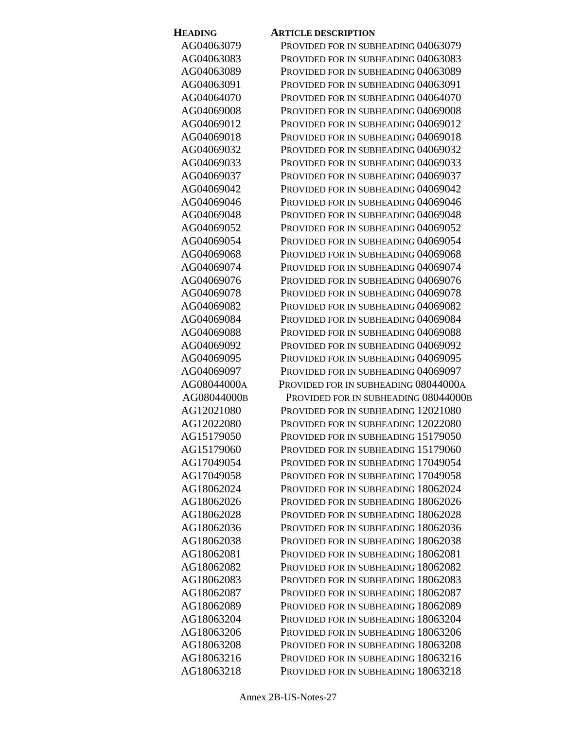| HEADING | ARTICLE DESCRIPTION |
|---|---|
| AG04063079 | PROVIDED FOR IN SUBHEADING 04063079 |
| AG04063083 | PROVIDED FOR IN SUBHEADING 04063083 |
| AG04063089 | PROVIDED FOR IN SUBHEADING 04063089 |
| AG04063091 | PROVIDED FOR IN SUBHEADING 04063091 |
| AG04064070 | PROVIDED FOR IN SUBHEADING 04064070 |
| AG04069008 | PROVIDED FOR IN SUBHEADING 04069008 |
| AG04069012 | PROVIDED FOR IN SUBHEADING 04069012 |
| AG04069018 | PROVIDED FOR IN SUBHEADING 04069018 |
| AG04069032 | PROVIDED FOR IN SUBHEADING 04069032 |
| AG04069033 | PROVIDED FOR IN SUBHEADING 04069033 |
| AG04069037 | PROVIDED FOR IN SUBHEADING 04069037 |
| AG04069042 | PROVIDED FOR IN SUBHEADING 04069042 |
| AG04069046 | PROVIDED FOR IN SUBHEADING 04069046 |
| AG04069048 | PROVIDED FOR IN SUBHEADING 04069048 |
| AG04069052 | PROVIDED FOR IN SUBHEADING 04069052 |
| AG04069054 | PROVIDED FOR IN SUBHEADING 04069054 |
| AG04069068 | PROVIDED FOR IN SUBHEADING 04069068 |
| AG04069074 | PROVIDED FOR IN SUBHEADING 04069074 |
| AG04069076 | PROVIDED FOR IN SUBHEADING 04069076 |
| AG04069078 | PROVIDED FOR IN SUBHEADING 04069078 |
| AG04069082 | PROVIDED FOR IN SUBHEADING 04069082 |
| AG04069084 | PROVIDED FOR IN SUBHEADING 04069084 |
| AG04069088 | PROVIDED FOR IN SUBHEADING 04069088 |
| AG04069092 | PROVIDED FOR IN SUBHEADING 04069092 |
| AG04069095 | PROVIDED FOR IN SUBHEADING 04069095 |
| AG04069097 | PROVIDED FOR IN SUBHEADING 04069097 |
| AG08044000A | PROVIDED FOR IN SUBHEADING 08044000A |
| AG08044000B | PROVIDED FOR IN SUBHEADING 08044000B |
| AG12021080 | PROVIDED FOR IN SUBHEADING 12021080 |
| AG12022080 | PROVIDED FOR IN SUBHEADING 12022080 |
| AG15179050 | PROVIDED FOR IN SUBHEADING 15179050 |
| AG15179060 | PROVIDED FOR IN SUBHEADING 15179060 |
| AG17049054 | PROVIDED FOR IN SUBHEADING 17049054 |
| AG17049058 | PROVIDED FOR IN SUBHEADING 17049058 |
| AG18062024 | PROVIDED FOR IN SUBHEADING 18062024 |
| AG18062026 | PROVIDED FOR IN SUBHEADING 18062026 |
| AG18062028 | PROVIDED FOR IN SUBHEADING 18062028 |
| AG18062036 | PROVIDED FOR IN SUBHEADING 18062036 |
| AG18062038 | PROVIDED FOR IN SUBHEADING 18062038 |
| AG18062081 | PROVIDED FOR IN SUBHEADING 18062081 |
| AG18062082 | PROVIDED FOR IN SUBHEADING 18062082 |
| AG18062083 | PROVIDED FOR IN SUBHEADING 18062083 |
| AG18062087 | PROVIDED FOR IN SUBHEADING 18062087 |
| AG18062089 | PROVIDED FOR IN SUBHEADING 18062089 |
| AG18063204 | PROVIDED FOR IN SUBHEADING 18063204 |
| AG18063206 | PROVIDED FOR IN SUBHEADING 18063206 |
| AG18063208 | PROVIDED FOR IN SUBHEADING 18063208 |
| AG18063216 | PROVIDED FOR IN SUBHEADING 18063216 |
| AG18063218 | PROVIDED FOR IN SUBHEADING 18063218 |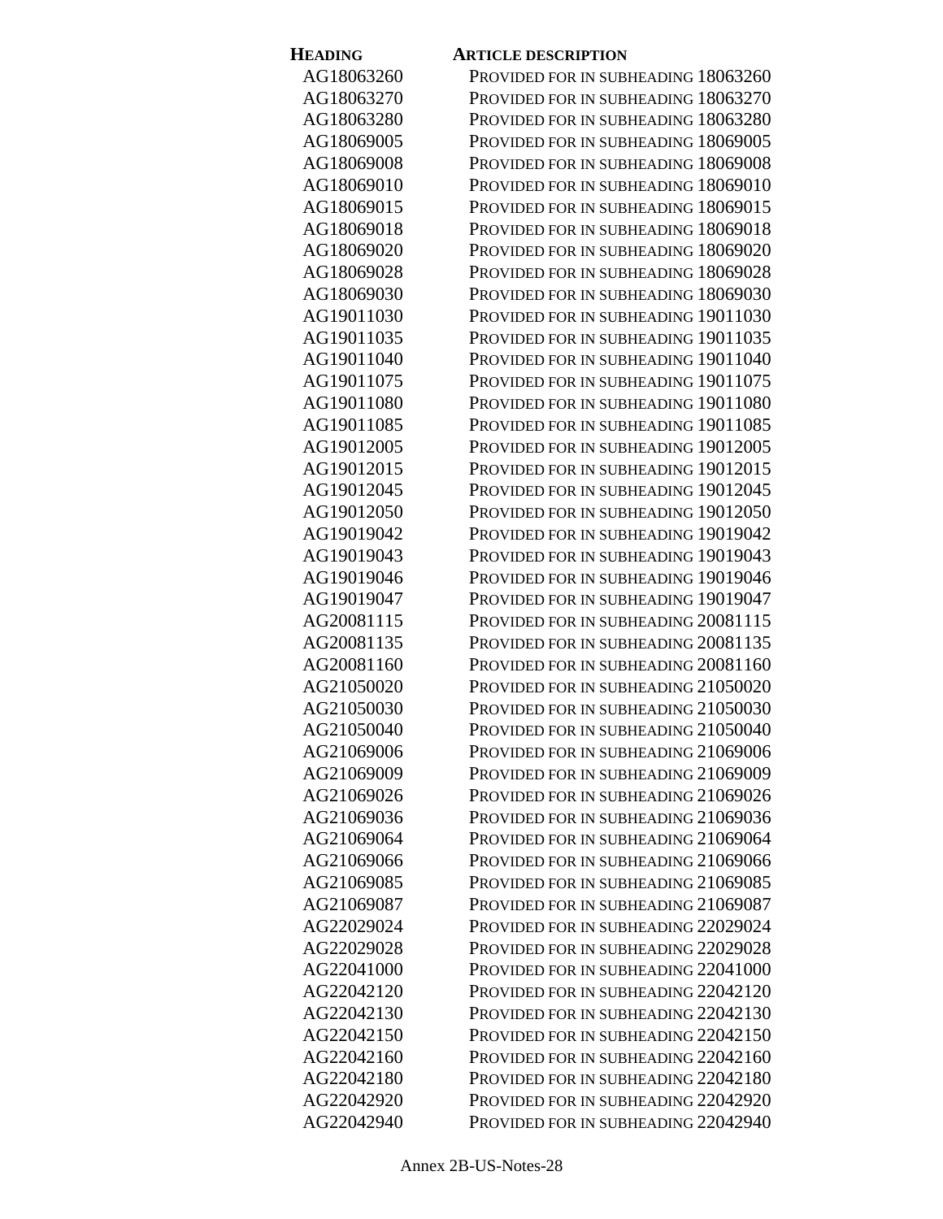| HEADING | ARTICLE DESCRIPTION |
| --- | --- |
| AG18063260 | PROVIDED FOR IN SUBHEADING 18063260 |
| AG18063270 | PROVIDED FOR IN SUBHEADING 18063270 |
| AG18063280 | PROVIDED FOR IN SUBHEADING 18063280 |
| AG18069005 | PROVIDED FOR IN SUBHEADING 18069005 |
| AG18069008 | PROVIDED FOR IN SUBHEADING 18069008 |
| AG18069010 | PROVIDED FOR IN SUBHEADING 18069010 |
| AG18069015 | PROVIDED FOR IN SUBHEADING 18069015 |
| AG18069018 | PROVIDED FOR IN SUBHEADING 18069018 |
| AG18069020 | PROVIDED FOR IN SUBHEADING 18069020 |
| AG18069028 | PROVIDED FOR IN SUBHEADING 18069028 |
| AG18069030 | PROVIDED FOR IN SUBHEADING 18069030 |
| AG19011030 | PROVIDED FOR IN SUBHEADING 19011030 |
| AG19011035 | PROVIDED FOR IN SUBHEADING 19011035 |
| AG19011040 | PROVIDED FOR IN SUBHEADING 19011040 |
| AG19011075 | PROVIDED FOR IN SUBHEADING 19011075 |
| AG19011080 | PROVIDED FOR IN SUBHEADING 19011080 |
| AG19011085 | PROVIDED FOR IN SUBHEADING 19011085 |
| AG19012005 | PROVIDED FOR IN SUBHEADING 19012005 |
| AG19012015 | PROVIDED FOR IN SUBHEADING 19012015 |
| AG19012045 | PROVIDED FOR IN SUBHEADING 19012045 |
| AG19012050 | PROVIDED FOR IN SUBHEADING 19012050 |
| AG19019042 | PROVIDED FOR IN SUBHEADING 19019042 |
| AG19019043 | PROVIDED FOR IN SUBHEADING 19019043 |
| AG19019046 | PROVIDED FOR IN SUBHEADING 19019046 |
| AG19019047 | PROVIDED FOR IN SUBHEADING 19019047 |
| AG20081115 | PROVIDED FOR IN SUBHEADING 20081115 |
| AG20081135 | PROVIDED FOR IN SUBHEADING 20081135 |
| AG20081160 | PROVIDED FOR IN SUBHEADING 20081160 |
| AG21050020 | PROVIDED FOR IN SUBHEADING 21050020 |
| AG21050030 | PROVIDED FOR IN SUBHEADING 21050030 |
| AG21050040 | PROVIDED FOR IN SUBHEADING 21050040 |
| AG21069006 | PROVIDED FOR IN SUBHEADING 21069006 |
| AG21069009 | PROVIDED FOR IN SUBHEADING 21069009 |
| AG21069026 | PROVIDED FOR IN SUBHEADING 21069026 |
| AG21069036 | PROVIDED FOR IN SUBHEADING 21069036 |
| AG21069064 | PROVIDED FOR IN SUBHEADING 21069064 |
| AG21069066 | PROVIDED FOR IN SUBHEADING 21069066 |
| AG21069085 | PROVIDED FOR IN SUBHEADING 21069085 |
| AG21069087 | PROVIDED FOR IN SUBHEADING 21069087 |
| AG22029024 | PROVIDED FOR IN SUBHEADING 22029024 |
| AG22029028 | PROVIDED FOR IN SUBHEADING 22029028 |
| AG22041000 | PROVIDED FOR IN SUBHEADING 22041000 |
| AG22042120 | PROVIDED FOR IN SUBHEADING 22042120 |
| AG22042130 | PROVIDED FOR IN SUBHEADING 22042130 |
| AG22042150 | PROVIDED FOR IN SUBHEADING 22042150 |
| AG22042160 | PROVIDED FOR IN SUBHEADING 22042160 |
| AG22042180 | PROVIDED FOR IN SUBHEADING 22042180 |
| AG22042920 | PROVIDED FOR IN SUBHEADING 22042920 |
| AG22042940 | PROVIDED FOR IN SUBHEADING 22042940 |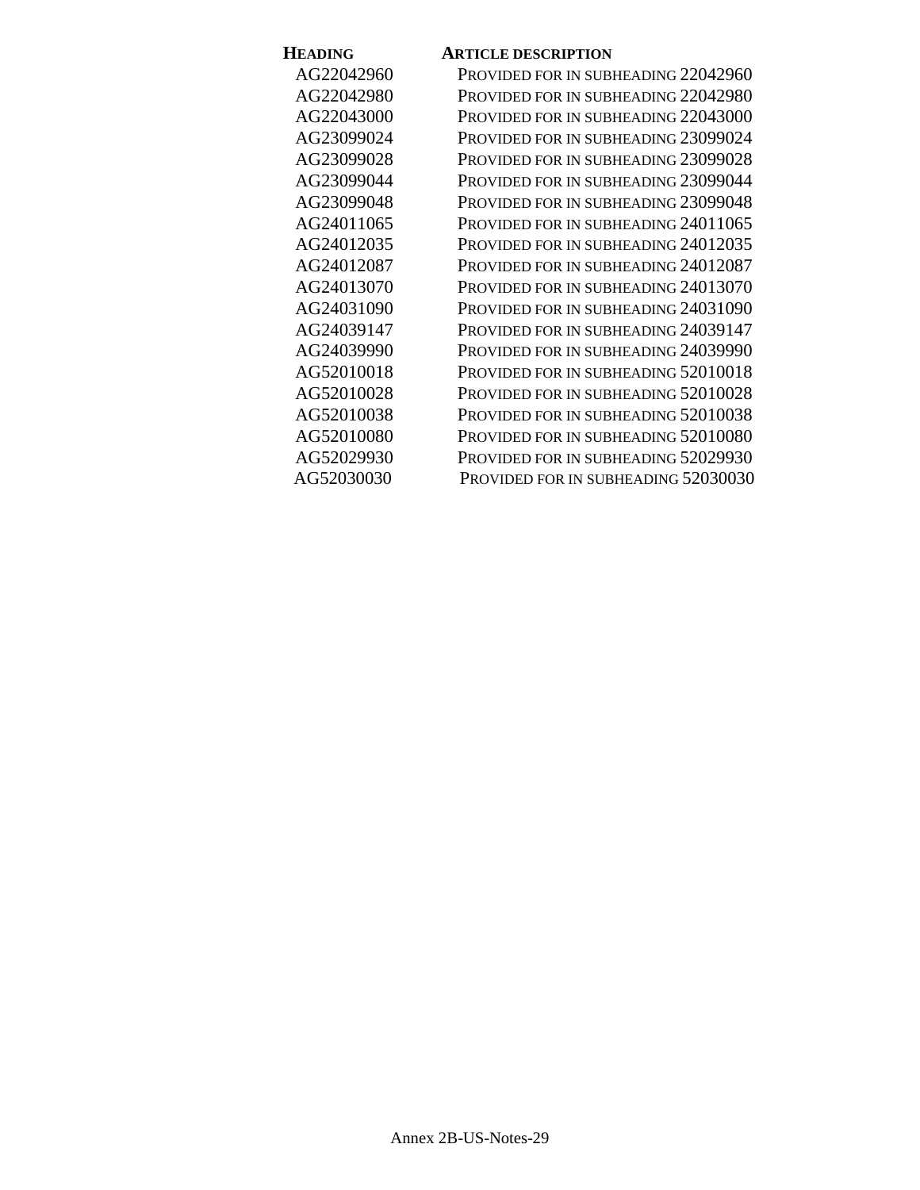| Heading | Article description |
| --- | --- |
| AG22042960 | Provided for in subheading 22042960 |
| AG22042980 | Provided for in subheading 22042980 |
| AG22043000 | Provided for in subheading 22043000 |
| AG23099024 | Provided for in subheading 23099024 |
| AG23099028 | Provided for in subheading 23099028 |
| AG23099044 | Provided for in subheading 23099044 |
| AG23099048 | Provided for in subheading 23099048 |
| AG24011065 | Provided for in subheading 24011065 |
| AG24012035 | Provided for in subheading 24012035 |
| AG24012087 | Provided for in subheading 24012087 |
| AG24013070 | Provided for in subheading 24013070 |
| AG24031090 | Provided for in subheading 24031090 |
| AG24039147 | Provided for in subheading 24039147 |
| AG24039990 | Provided for in subheading 24039990 |
| AG52010018 | Provided for in subheading 52010018 |
| AG52010028 | Provided for in subheading 52010028 |
| AG52010038 | Provided for in subheading 52010038 |
| AG52010080 | Provided for in subheading 52010080 |
| AG52029930 | Provided for in subheading 52029930 |
| AG52030030 | Provided for in subheading 52030030 |

Annex 2B-US-Notes-29